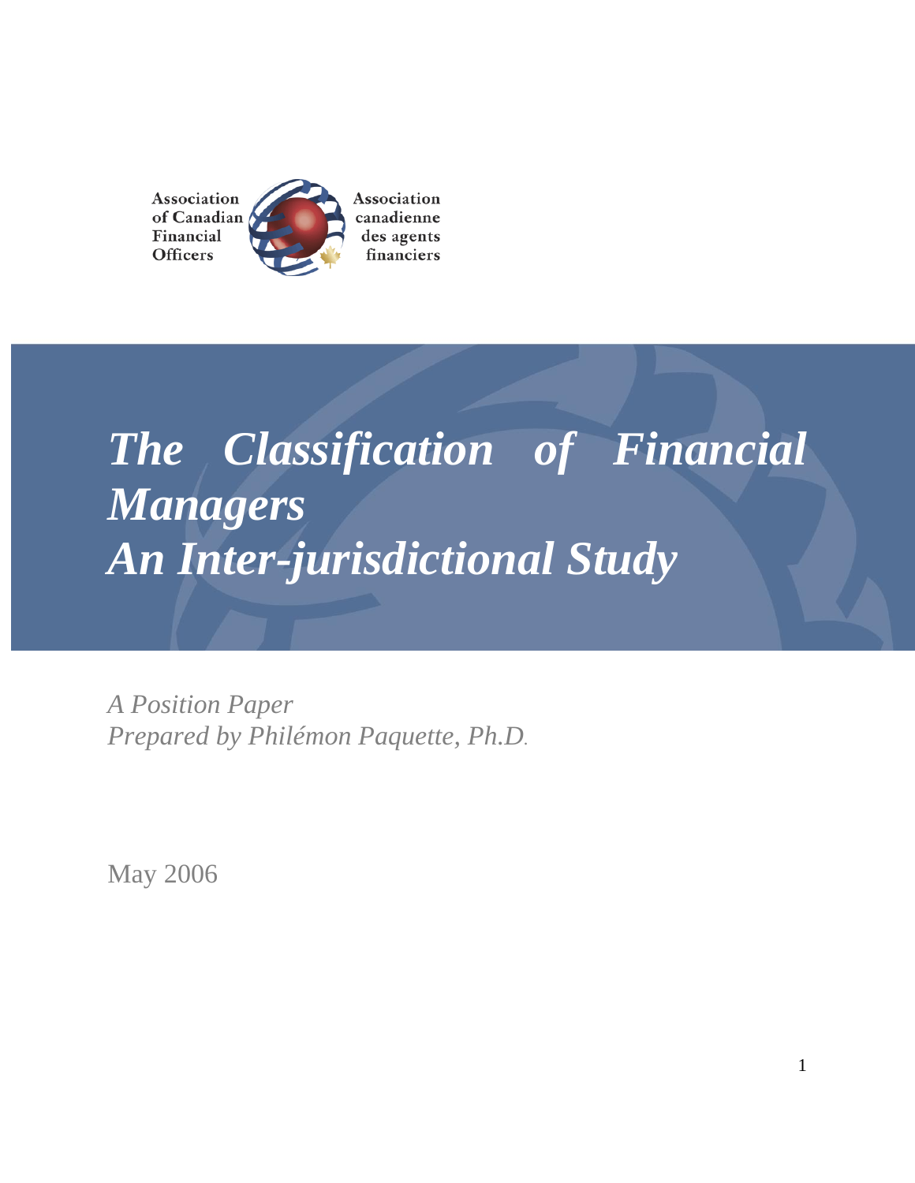Association of Canadian Financial Officers

Association canadienne des agents financiers

# *The Classification of Financial Managers An Inter-jurisdictional Study*

*A Position Paper*
*Prepared by Philémon Paquette, Ph.D.*

May 2006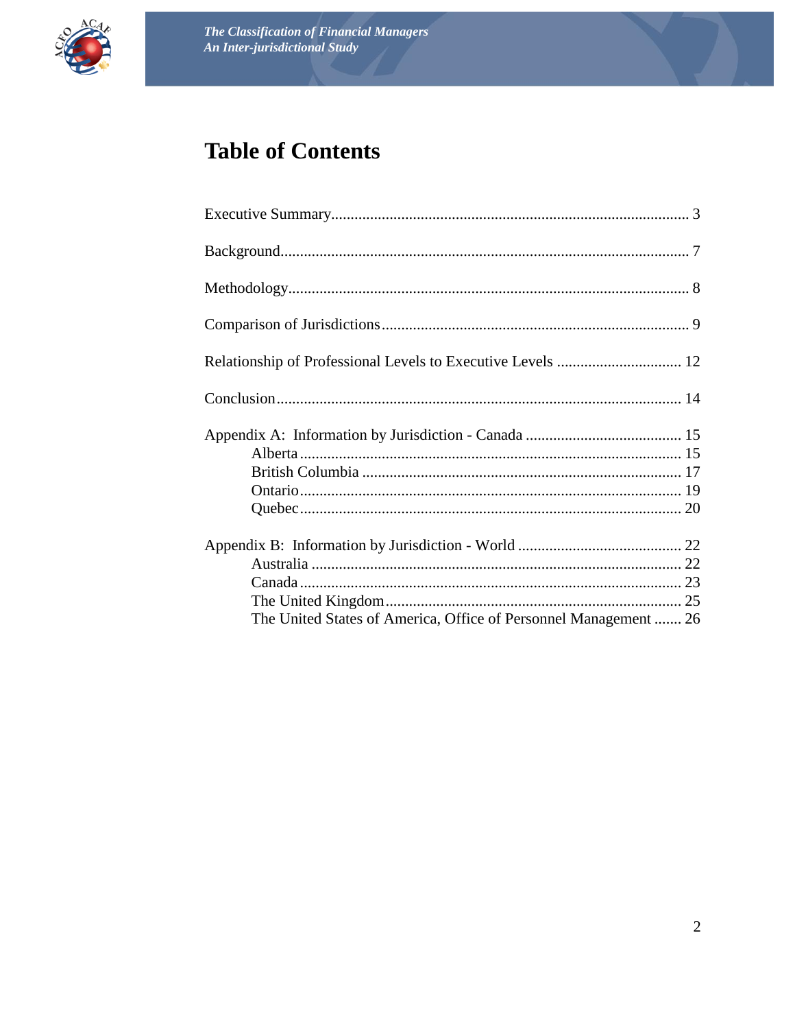# Table of Contents

Executive Summary ........................................................................................ 3

Background ................................................................................................... 7

Methodology .................................................................................................. 8

Comparison of Jurisdictions ............................................................................ 9

Relationship of Professional Levels to Executive Levels ................................ 12

Conclusion ................................................................................................... 14

Appendix A: Information by Jurisdiction - Canada ........................................ 15
- Alberta ................................................................................................ 15
- British Columbia ................................................................................. 17
- Ontario ................................................................................................ 19
- Quebec ................................................................................................ 20

Appendix B: Information by Jurisdiction - World .......................................... 22
- Australia .............................................................................................. 22
- Canada ................................................................................................ 23
- The United Kingdom ........................................................................... 25
- The United States of America, Office of Personnel Management ....... 26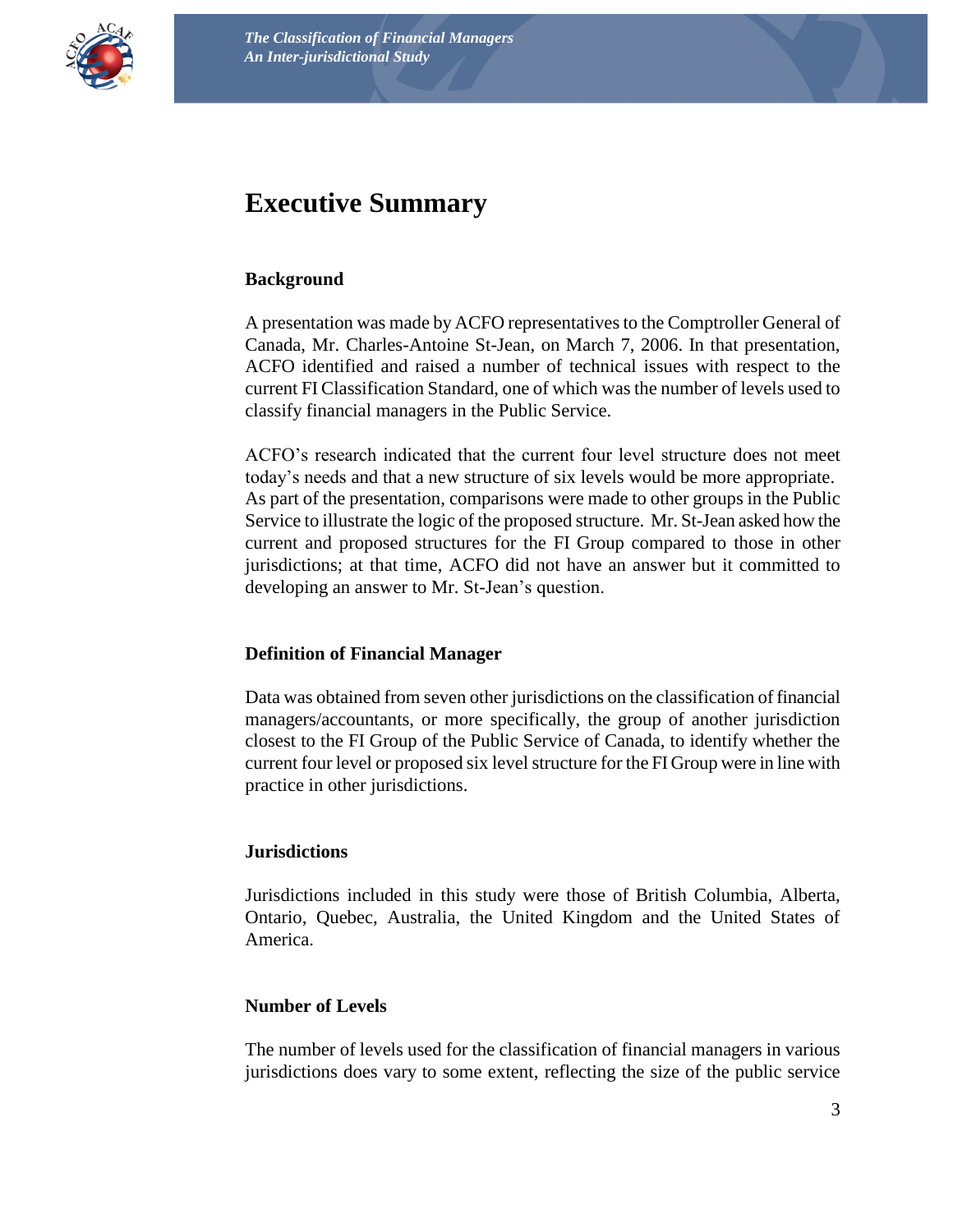# Executive Summary

### Background

A presentation was made by ACFO representatives to the Comptroller General of Canada, Mr. Charles-Antoine St-Jean, on March 7, 2006. In that presentation, ACFO identified and raised a number of technical issues with respect to the current FI Classification Standard, one of which was the number of levels used to classify financial managers in the Public Service.

ACFO's research indicated that the current four level structure does not meet today's needs and that a new structure of six levels would be more appropriate. As part of the presentation, comparisons were made to other groups in the Public Service to illustrate the logic of the proposed structure. Mr. St-Jean asked how the current and proposed structures for the FI Group compared to those in other jurisdictions; at that time, ACFO did not have an answer but it committed to developing an answer to Mr. St-Jean's question.

### Definition of Financial Manager

Data was obtained from seven other jurisdictions on the classification of financial managers/accountants, or more specifically, the group of another jurisdiction closest to the FI Group of the Public Service of Canada, to identify whether the current four level or proposed six level structure for the FI Group were in line with practice in other jurisdictions.

### Jurisdictions

Jurisdictions included in this study were those of British Columbia, Alberta, Ontario, Quebec, Australia, the United Kingdom and the United States of America.

### Number of Levels

The number of levels used for the classification of financial managers in various jurisdictions does vary to some extent, reflecting the size of the public service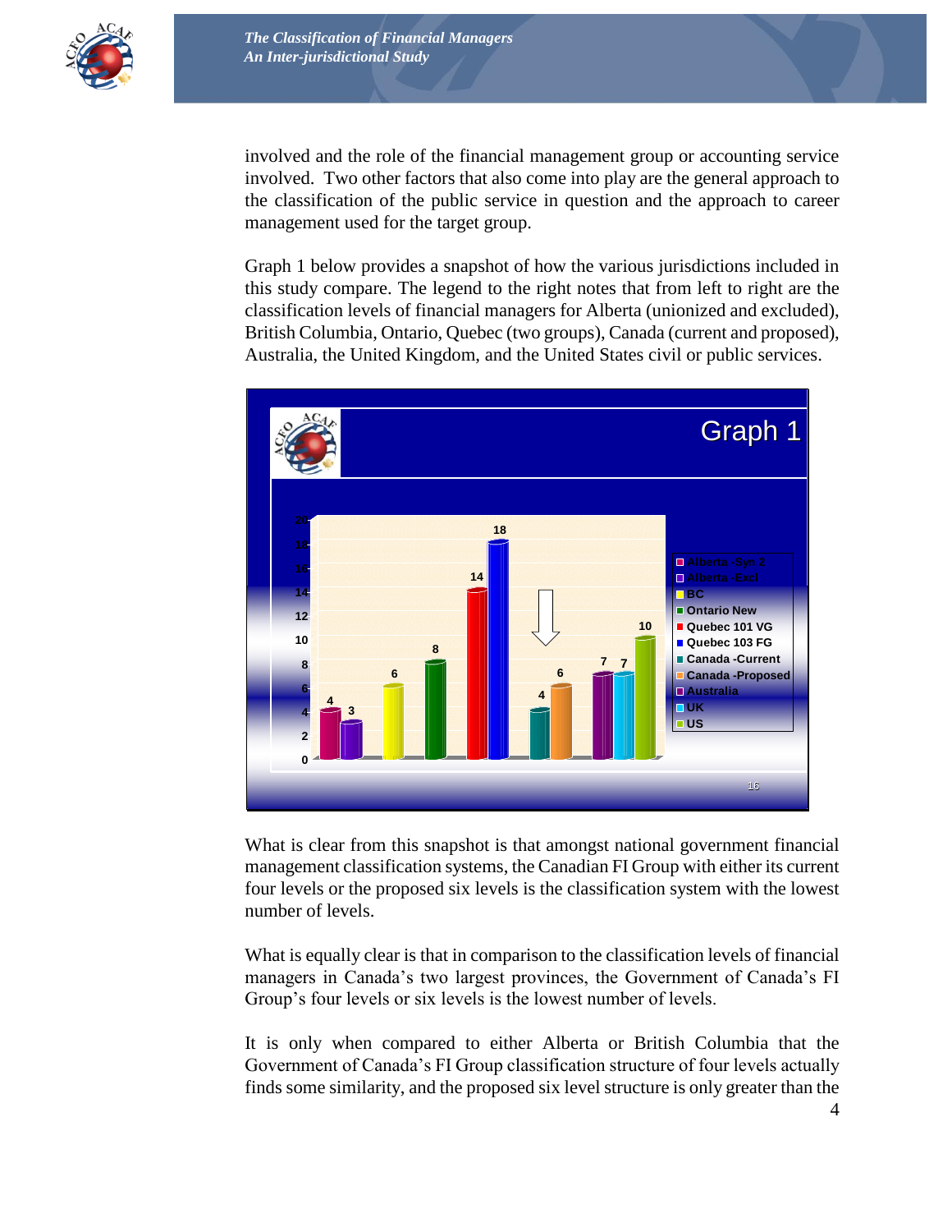involved and the role of the financial management group or accounting service involved. Two other factors that also come into play are the general approach to the classification of the public service in question and the approach to career management used for the target group.

Graph 1 below provides a snapshot of how the various jurisdictions included in this study compare. The legend to the right notes that from left to right are the classification levels of financial managers for Alberta (unionized and excluded), British Columbia, Ontario, Quebec (two groups), Canada (current and proposed), Australia, the United Kingdom, and the United States civil or public services.

Graph 1

| Jurisdiction | Number of levels |
| --- | --- |
| Alberta -Syn 2 | 4 |
| Alberta -Excl | 3 |
| BC | 6 |
| Ontario New | 8 |
| Quebec 101 VG | 14 |
| Quebec 103 FG | 18 |
| Canada -Current | 4 |
| Canada -Proposed | 6 |
| Australia | 7 |
| UK | 7 |
| US | 10 |

What is clear from this snapshot is that amongst national government financial management classification systems, the Canadian FI Group with either its current four levels or the proposed six levels is the classification system with the lowest number of levels.

What is equally clear is that in comparison to the classification levels of financial managers in Canada's two largest provinces, the Government of Canada's FI Group's four levels or six levels is the lowest number of levels.

It is only when compared to either Alberta or British Columbia that the Government of Canada's FI Group classification structure of four levels actually finds some similarity, and the proposed six level structure is only greater than the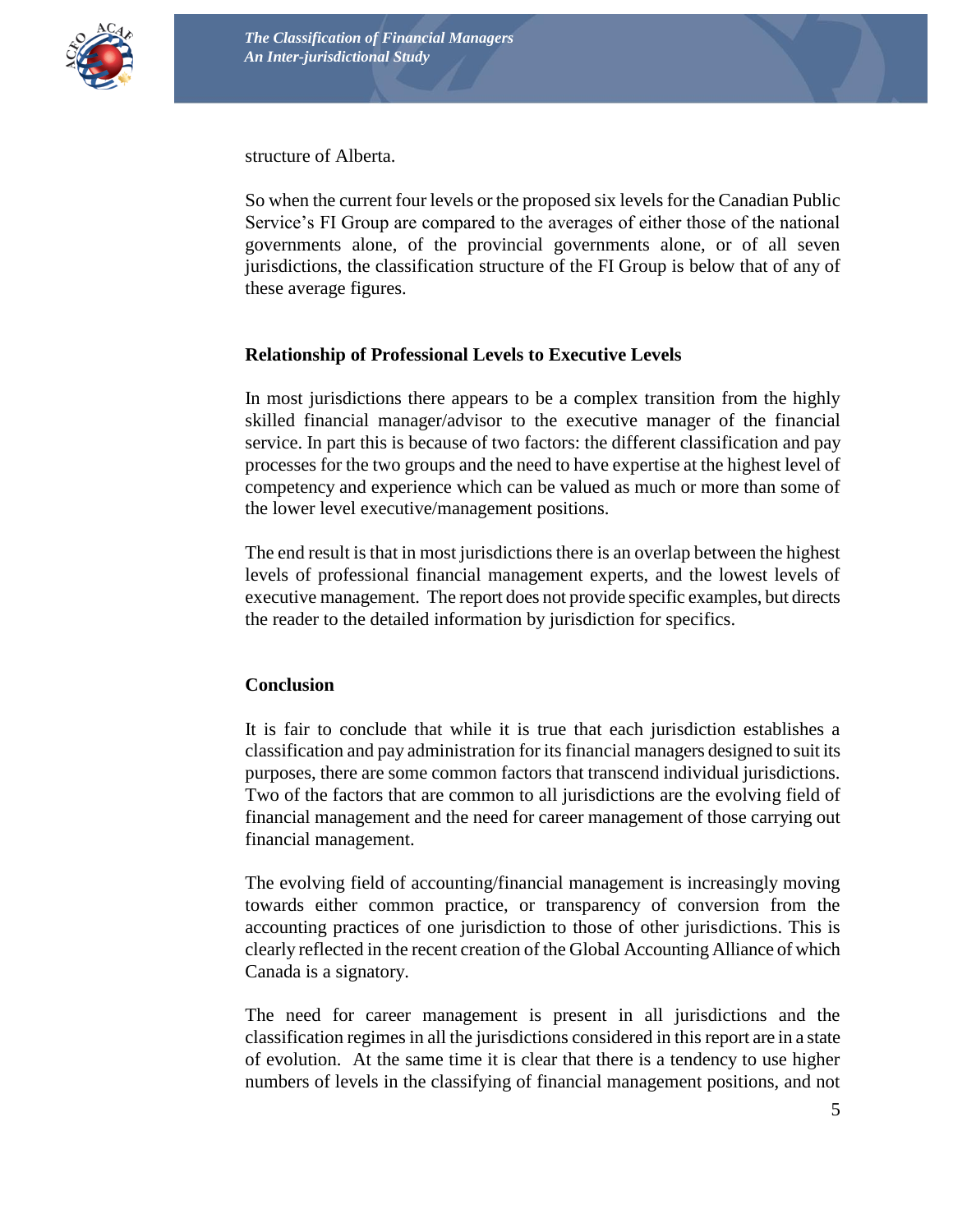structure of Alberta.

So when the current four levels or the proposed six levels for the Canadian Public Service's FI Group are compared to the averages of either those of the national governments alone, of the provincial governments alone, or of all seven jurisdictions, the classification structure of the FI Group is below that of any of these average figures.

## Relationship of Professional Levels to Executive Levels

In most jurisdictions there appears to be a complex transition from the highly skilled financial manager/advisor to the executive manager of the financial service. In part this is because of two factors: the different classification and pay processes for the two groups and the need to have expertise at the highest level of competency and experience which can be valued as much or more than some of the lower level executive/management positions.

The end result is that in most jurisdictions there is an overlap between the highest levels of professional financial management experts, and the lowest levels of executive management. The report does not provide specific examples, but directs the reader to the detailed information by jurisdiction for specifics.

## Conclusion

It is fair to conclude that while it is true that each jurisdiction establishes a classification and pay administration for its financial managers designed to suit its purposes, there are some common factors that transcend individual jurisdictions. Two of the factors that are common to all jurisdictions are the evolving field of financial management and the need for career management of those carrying out financial management.

The evolving field of accounting/financial management is increasingly moving towards either common practice, or transparency of conversion from the accounting practices of one jurisdiction to those of other jurisdictions. This is clearly reflected in the recent creation of the Global Accounting Alliance of which Canada is a signatory.

The need for career management is present in all jurisdictions and the classification regimes in all the jurisdictions considered in this report are in a state of evolution. At the same time it is clear that there is a tendency to use higher numbers of levels in the classifying of financial management positions, and not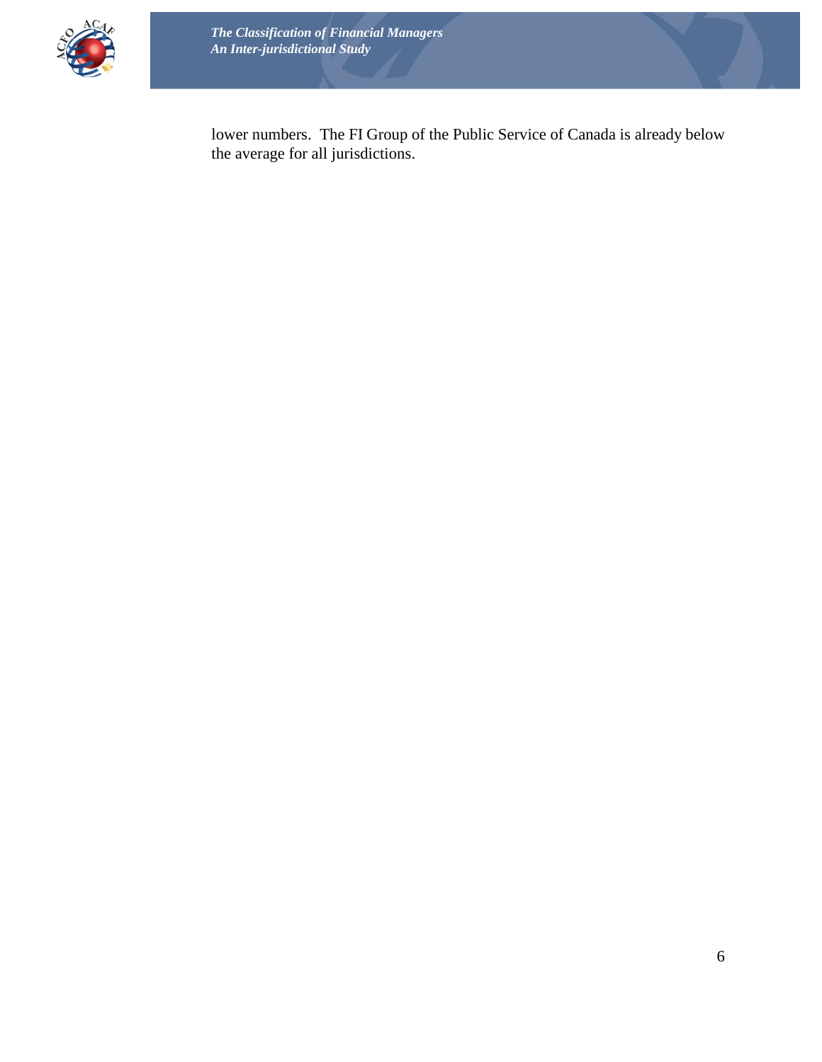lower numbers. The FI Group of the Public Service of Canada is already below the average for all jurisdictions.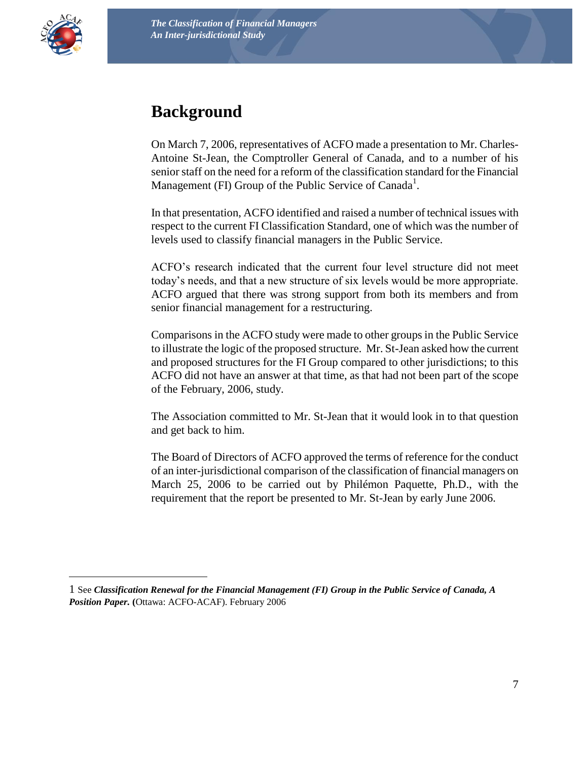# Background

On March 7, 2006, representatives of ACFO made a presentation to Mr. Charles-Antoine St-Jean, the Comptroller General of Canada, and to a number of his senior staff on the need for a reform of the classification standard for the Financial Management (FI) Group of the Public Service of Canada[1].

In that presentation, ACFO identified and raised a number of technical issues with respect to the current FI Classification Standard, one of which was the number of levels used to classify financial managers in the Public Service.

ACFO's research indicated that the current four level structure did not meet today's needs, and that a new structure of six levels would be more appropriate. ACFO argued that there was strong support from both its members and from senior financial management for a restructuring.

Comparisons in the ACFO study were made to other groups in the Public Service to illustrate the logic of the proposed structure. Mr. St-Jean asked how the current and proposed structures for the FI Group compared to other jurisdictions; to this ACFO did not have an answer at that time, as that had not been part of the scope of the February, 2006, study.

The Association committed to Mr. St-Jean that it would look in to that question and get back to him.

The Board of Directors of ACFO approved the terms of reference for the conduct of an inter-jurisdictional comparison of the classification of financial managers on March 25, 2006 to be carried out by Philémon Paquette, Ph.D., with the requirement that the report be presented to Mr. St-Jean by early June 2006.

---

1 See ***Classification Renewal for the Financial Management (FI) Group in the Public Service of Canada, A Position Paper.*** **(**Ottawa: ACFO-ACAF). February 2006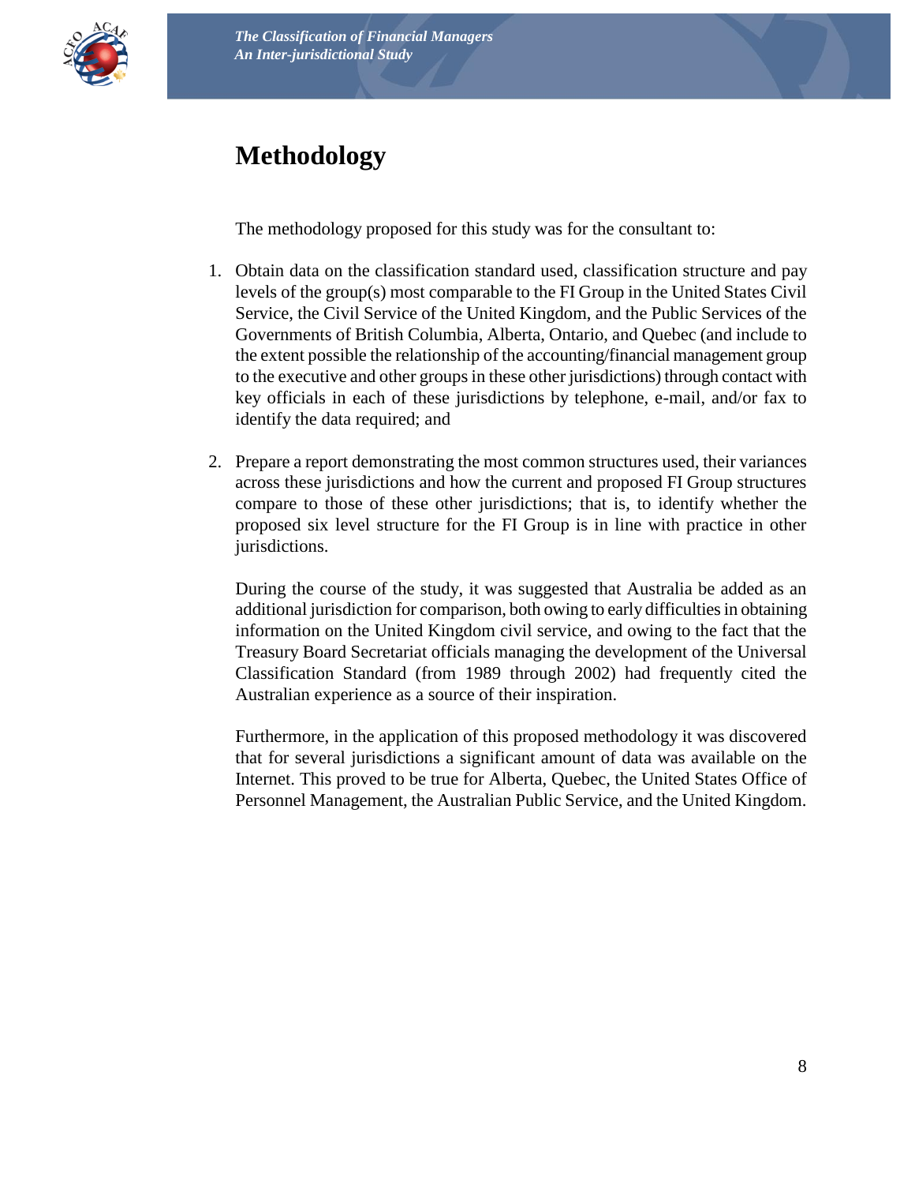# Methodology

The methodology proposed for this study was for the consultant to:

1. Obtain data on the classification standard used, classification structure and pay levels of the group(s) most comparable to the FI Group in the United States Civil Service, the Civil Service of the United Kingdom, and the Public Services of the Governments of British Columbia, Alberta, Ontario, and Quebec (and include to the extent possible the relationship of the accounting/financial management group to the executive and other groups in these other jurisdictions) through contact with key officials in each of these jurisdictions by telephone, e-mail, and/or fax to identify the data required; and

2. Prepare a report demonstrating the most common structures used, their variances across these jurisdictions and how the current and proposed FI Group structures compare to those of these other jurisdictions; that is, to identify whether the proposed six level structure for the FI Group is in line with practice in other jurisdictions.

During the course of the study, it was suggested that Australia be added as an additional jurisdiction for comparison, both owing to early difficulties in obtaining information on the United Kingdom civil service, and owing to the fact that the Treasury Board Secretariat officials managing the development of the Universal Classification Standard (from 1989 through 2002) had frequently cited the Australian experience as a source of their inspiration.

Furthermore, in the application of this proposed methodology it was discovered that for several jurisdictions a significant amount of data was available on the Internet. This proved to be true for Alberta, Quebec, the United States Office of Personnel Management, the Australian Public Service, and the United Kingdom.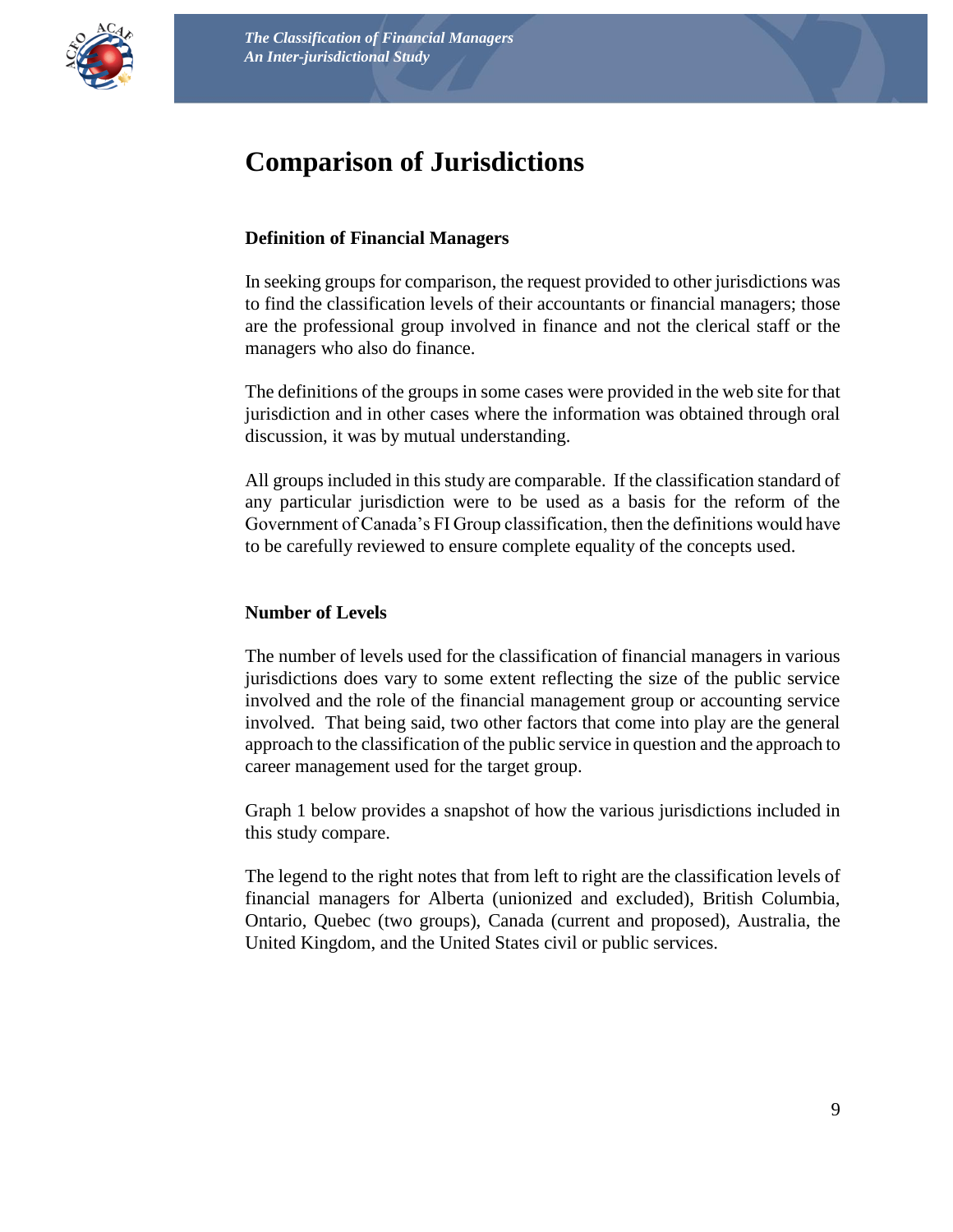# Comparison of Jurisdictions

### Definition of Financial Managers

In seeking groups for comparison, the request provided to other jurisdictions was to find the classification levels of their accountants or financial managers; those are the professional group involved in finance and not the clerical staff or the managers who also do finance.

The definitions of the groups in some cases were provided in the web site for that jurisdiction and in other cases where the information was obtained through oral discussion, it was by mutual understanding.

All groups included in this study are comparable. If the classification standard of any particular jurisdiction were to be used as a basis for the reform of the Government of Canada's FI Group classification, then the definitions would have to be carefully reviewed to ensure complete equality of the concepts used.

### Number of Levels

The number of levels used for the classification of financial managers in various jurisdictions does vary to some extent reflecting the size of the public service involved and the role of the financial management group or accounting service involved. That being said, two other factors that come into play are the general approach to the classification of the public service in question and the approach to career management used for the target group.

Graph 1 below provides a snapshot of how the various jurisdictions included in this study compare.

The legend to the right notes that from left to right are the classification levels of financial managers for Alberta (unionized and excluded), British Columbia, Ontario, Quebec (two groups), Canada (current and proposed), Australia, the United Kingdom, and the United States civil or public services.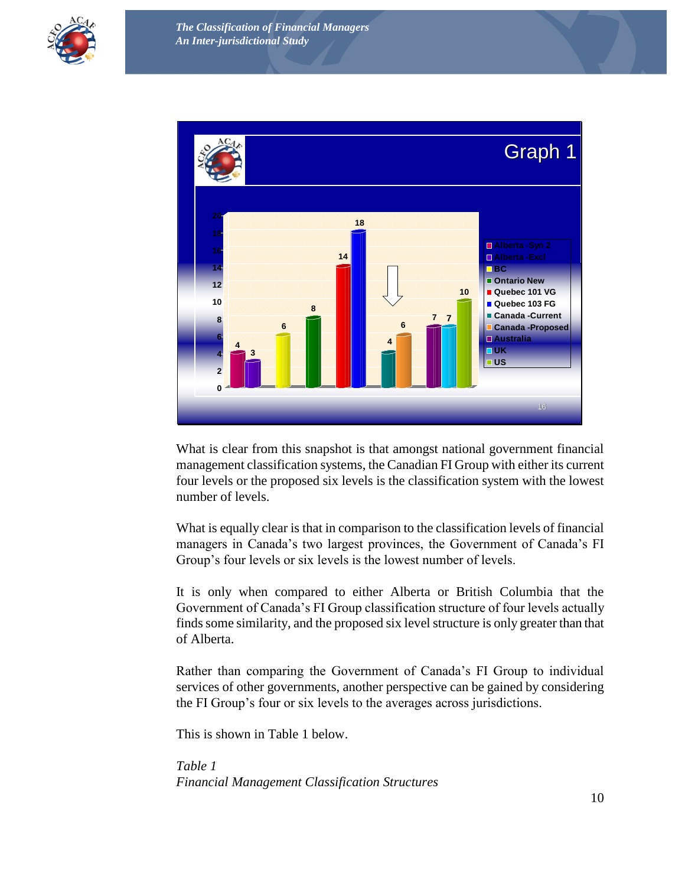What is clear from this snapshot is that amongst national government financial management classification systems, the Canadian FI Group with either its current four levels or the proposed six levels is the classification system with the lowest number of levels.

What is equally clear is that in comparison to the classification levels of financial managers in Canada's two largest provinces, the Government of Canada's FI Group's four levels or six levels is the lowest number of levels.

It is only when compared to either Alberta or British Columbia that the Government of Canada's FI Group classification structure of four levels actually finds some similarity, and the proposed six level structure is only greater than that of Alberta.

Rather than comparing the Government of Canada's FI Group to individual services of other governments, another perspective can be gained by considering the FI Group's four or six levels to the averages across jurisdictions.

This is shown in Table 1 below.

*Table 1*
*Financial Management Classification Structures*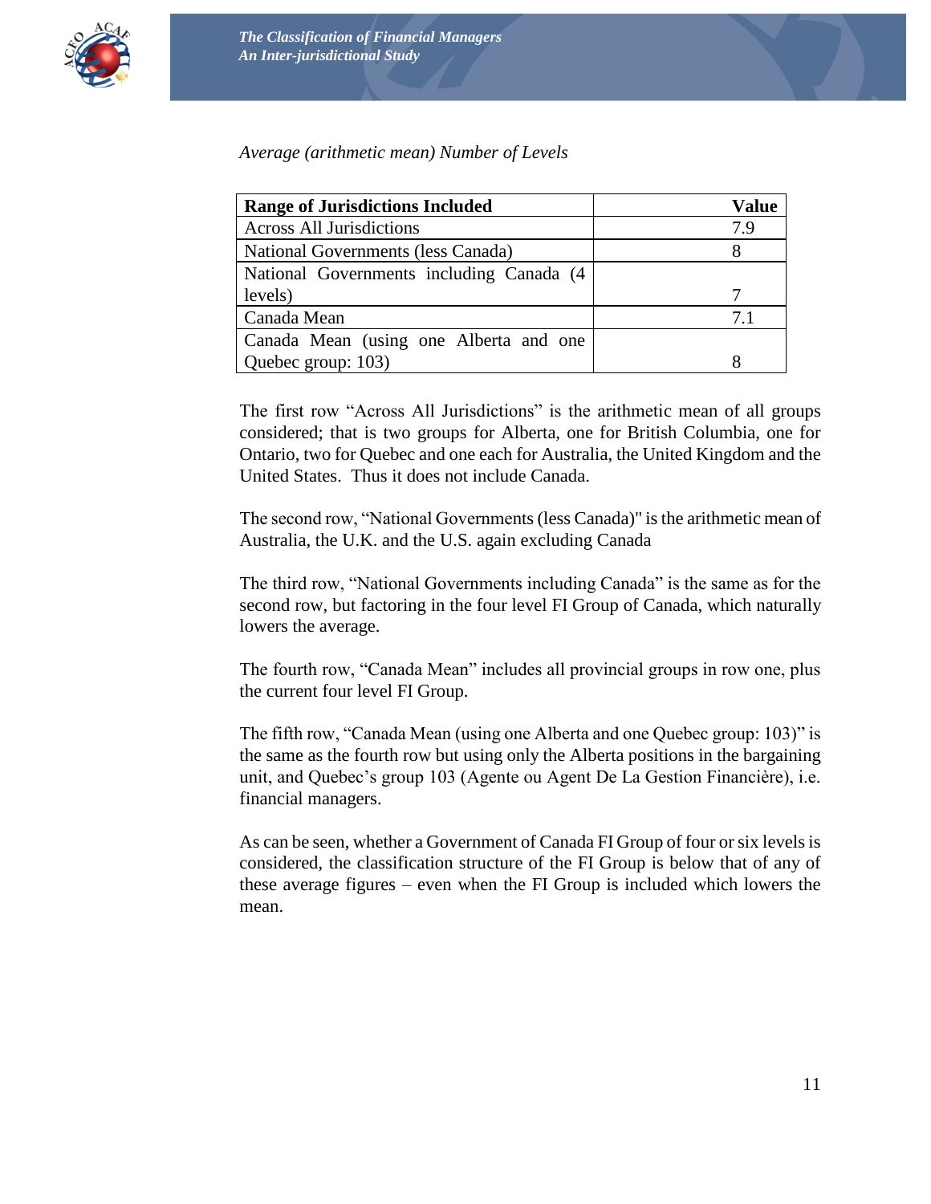*Average (arithmetic mean) Number of Levels*

| **Range of Jurisdictions Included** | **Value** |
|---|---|
| Across All Jurisdictions | 7.9 |
| National Governments (less Canada) | 8 |
| National Governments including Canada (4 levels) | 7 |
| Canada Mean | 7.1 |
| Canada Mean (using one Alberta and one Quebec group: 103) | 8 |

The first row "Across All Jurisdictions" is the arithmetic mean of all groups considered; that is two groups for Alberta, one for British Columbia, one for Ontario, two for Quebec and one each for Australia, the United Kingdom and the United States. Thus it does not include Canada.

The second row, "National Governments (less Canada)" is the arithmetic mean of Australia, the U.K. and the U.S. again excluding Canada

The third row, "National Governments including Canada" is the same as for the second row, but factoring in the four level FI Group of Canada, which naturally lowers the average.

The fourth row, "Canada Mean" includes all provincial groups in row one, plus the current four level FI Group.

The fifth row, "Canada Mean (using one Alberta and one Quebec group: 103)" is the same as the fourth row but using only the Alberta positions in the bargaining unit, and Quebec's group 103 (Agente ou Agent De La Gestion Financière), i.e. financial managers.

As can be seen, whether a Government of Canada FI Group of four or six levels is considered, the classification structure of the FI Group is below that of any of these average figures – even when the FI Group is included which lowers the mean.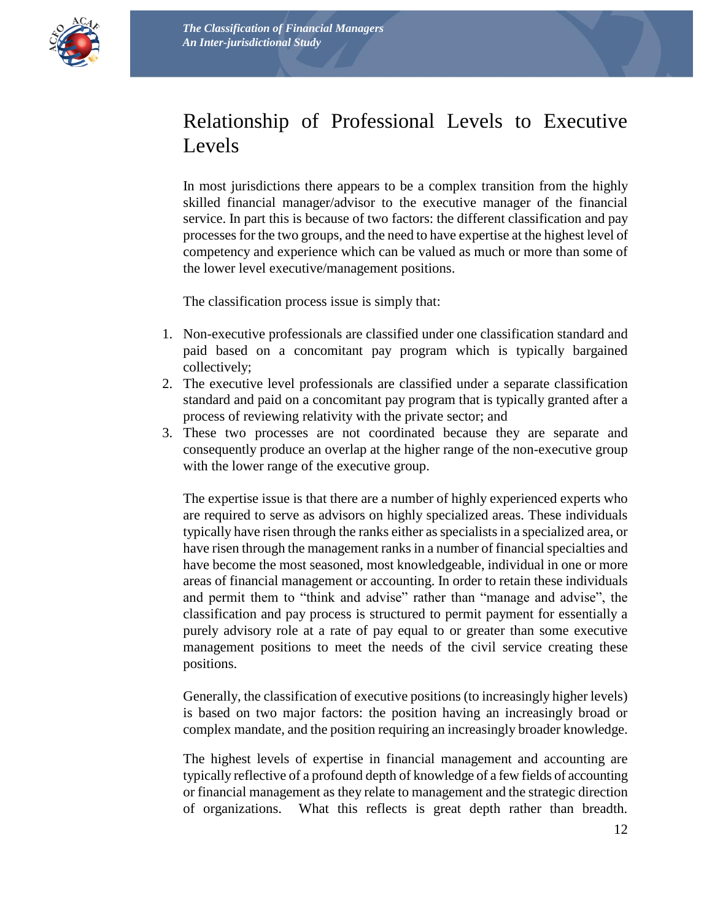## Relationship of Professional Levels to Executive Levels

In most jurisdictions there appears to be a complex transition from the highly skilled financial manager/advisor to the executive manager of the financial service. In part this is because of two factors: the different classification and pay processes for the two groups, and the need to have expertise at the highest level of competency and experience which can be valued as much or more than some of the lower level executive/management positions.

The classification process issue is simply that:

1. Non-executive professionals are classified under one classification standard and paid based on a concomitant pay program which is typically bargained collectively;
2. The executive level professionals are classified under a separate classification standard and paid on a concomitant pay program that is typically granted after a process of reviewing relativity with the private sector; and
3. These two processes are not coordinated because they are separate and consequently produce an overlap at the higher range of the non-executive group with the lower range of the executive group.

The expertise issue is that there are a number of highly experienced experts who are required to serve as advisors on highly specialized areas. These individuals typically have risen through the ranks either as specialists in a specialized area, or have risen through the management ranks in a number of financial specialties and have become the most seasoned, most knowledgeable, individual in one or more areas of financial management or accounting. In order to retain these individuals and permit them to "think and advise" rather than "manage and advise", the classification and pay process is structured to permit payment for essentially a purely advisory role at a rate of pay equal to or greater than some executive management positions to meet the needs of the civil service creating these positions.

Generally, the classification of executive positions (to increasingly higher levels) is based on two major factors: the position having an increasingly broad or complex mandate, and the position requiring an increasingly broader knowledge.

The highest levels of expertise in financial management and accounting are typically reflective of a profound depth of knowledge of a few fields of accounting or financial management as they relate to management and the strategic direction of organizations. What this reflects is great depth rather than breadth.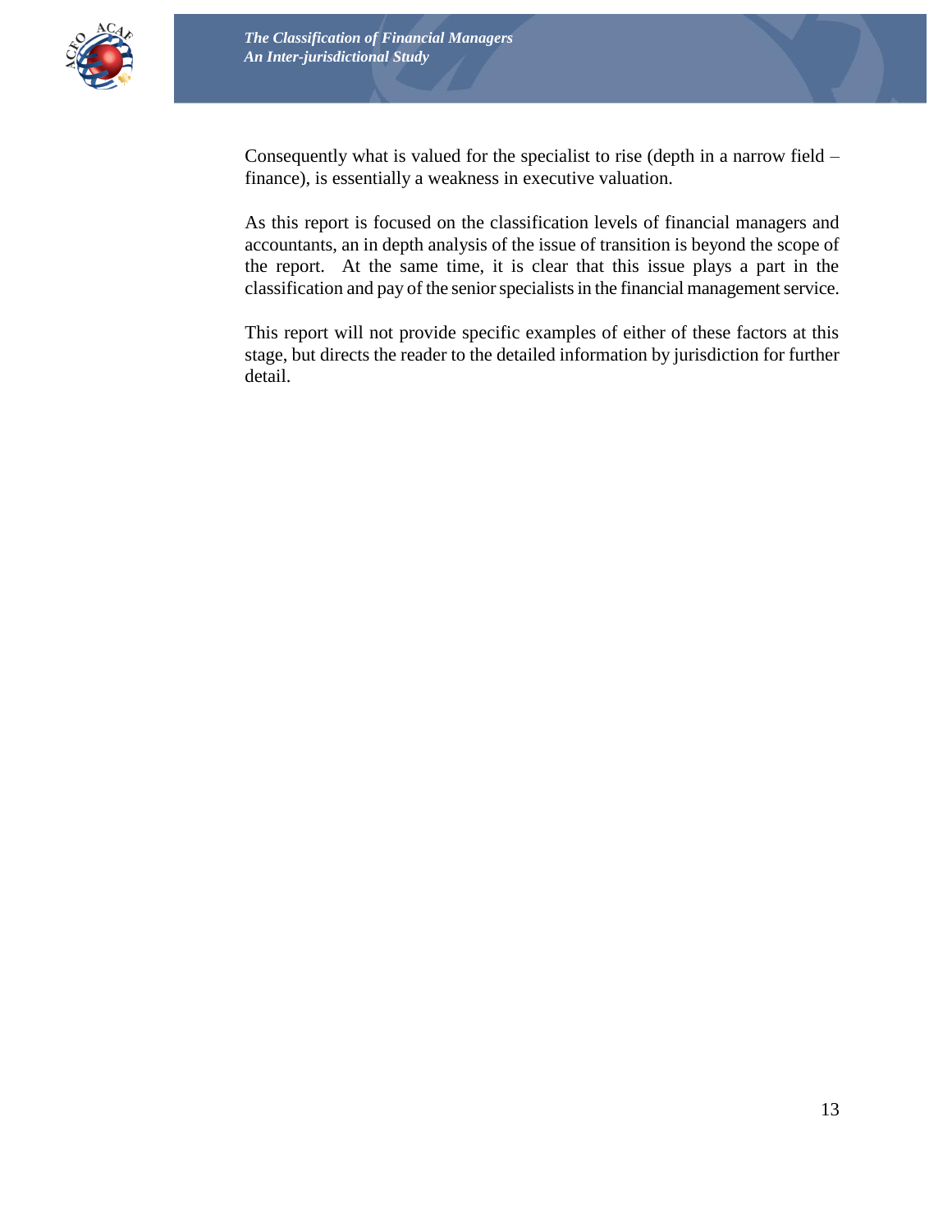Consequently what is valued for the specialist to rise (depth in a narrow field – finance), is essentially a weakness in executive valuation.

As this report is focused on the classification levels of financial managers and accountants, an in depth analysis of the issue of transition is beyond the scope of the report. At the same time, it is clear that this issue plays a part in the classification and pay of the senior specialists in the financial management service.

This report will not provide specific examples of either of these factors at this stage, but directs the reader to the detailed information by jurisdiction for further detail.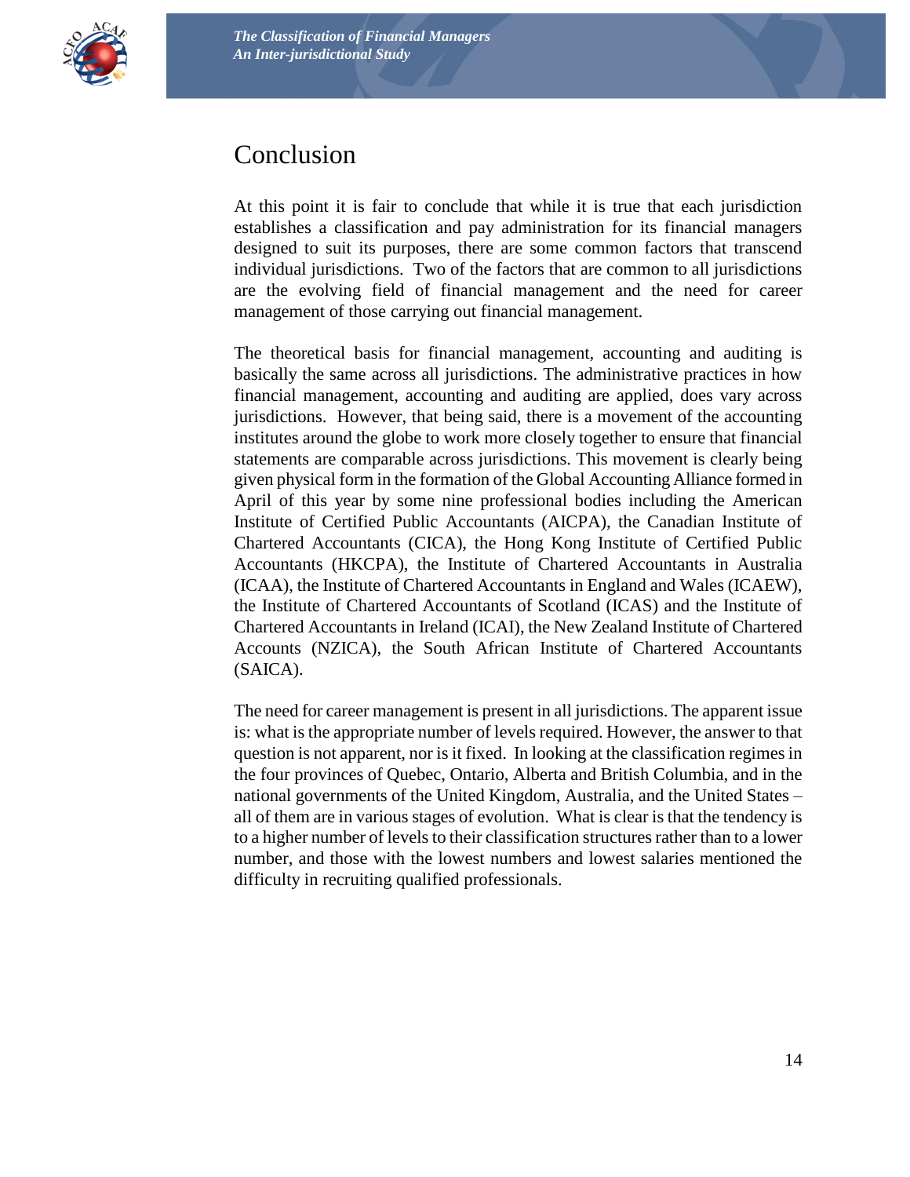# Conclusion

At this point it is fair to conclude that while it is true that each jurisdiction establishes a classification and pay administration for its financial managers designed to suit its purposes, there are some common factors that transcend individual jurisdictions. Two of the factors that are common to all jurisdictions are the evolving field of financial management and the need for career management of those carrying out financial management.

The theoretical basis for financial management, accounting and auditing is basically the same across all jurisdictions. The administrative practices in how financial management, accounting and auditing are applied, does vary across jurisdictions. However, that being said, there is a movement of the accounting institutes around the globe to work more closely together to ensure that financial statements are comparable across jurisdictions. This movement is clearly being given physical form in the formation of the Global Accounting Alliance formed in April of this year by some nine professional bodies including the American Institute of Certified Public Accountants (AICPA), the Canadian Institute of Chartered Accountants (CICA), the Hong Kong Institute of Certified Public Accountants (HKCPA), the Institute of Chartered Accountants in Australia (ICAA), the Institute of Chartered Accountants in England and Wales (ICAEW), the Institute of Chartered Accountants of Scotland (ICAS) and the Institute of Chartered Accountants in Ireland (ICAI), the New Zealand Institute of Chartered Accounts (NZICA), the South African Institute of Chartered Accountants (SAICA).

The need for career management is present in all jurisdictions. The apparent issue is: what is the appropriate number of levels required. However, the answer to that question is not apparent, nor is it fixed. In looking at the classification regimes in the four provinces of Quebec, Ontario, Alberta and British Columbia, and in the national governments of the United Kingdom, Australia, and the United States – all of them are in various stages of evolution. What is clear is that the tendency is to a higher number of levels to their classification structures rather than to a lower number, and those with the lowest numbers and lowest salaries mentioned the difficulty in recruiting qualified professionals.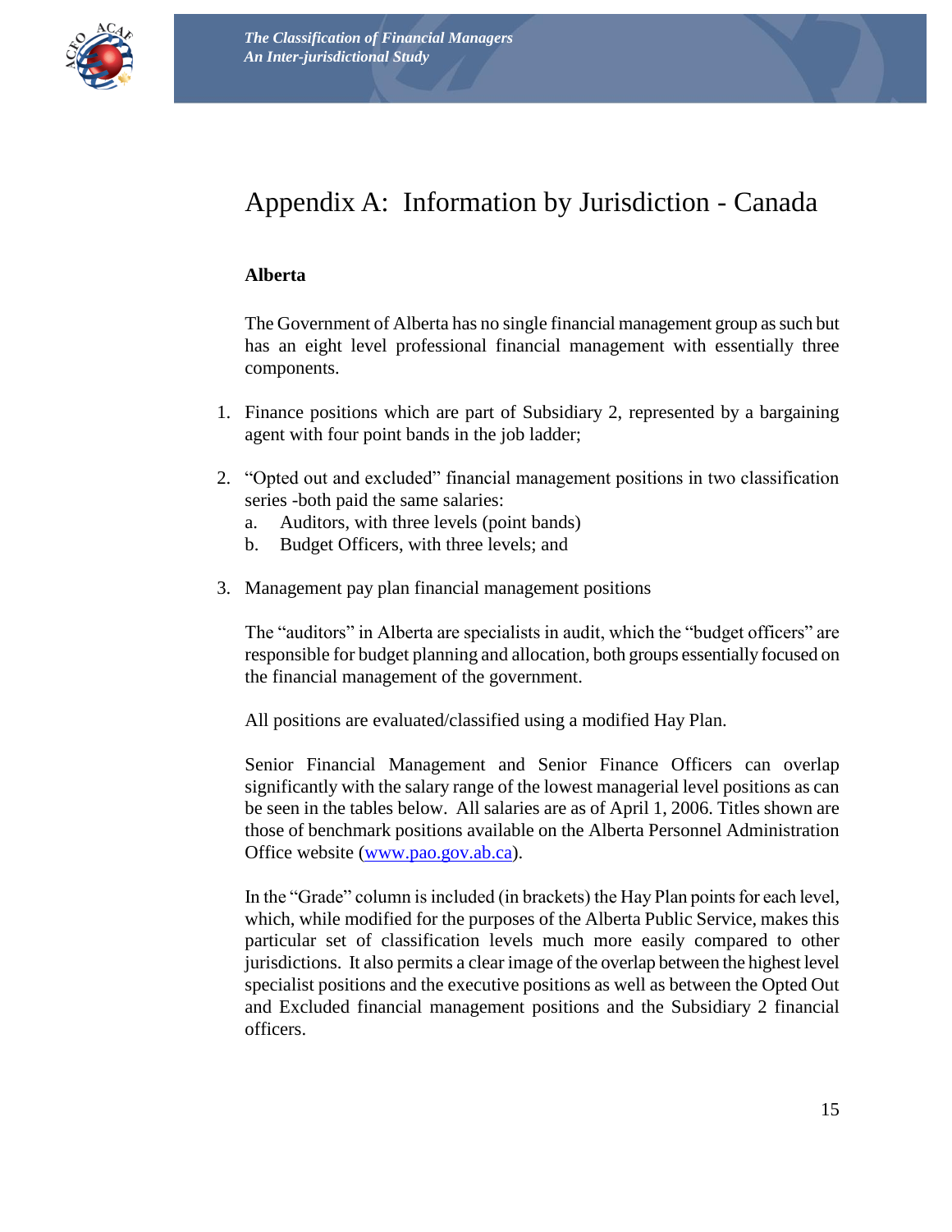# Appendix A: Information by Jurisdiction - Canada

**Alberta**

The Government of Alberta has no single financial management group as such but has an eight level professional financial management with essentially three components.

1. Finance positions which are part of Subsidiary 2, represented by a bargaining agent with four point bands in the job ladder;

2. "Opted out and excluded" financial management positions in two classification series -both paid the same salaries:
   a. Auditors, with three levels (point bands)
   b. Budget Officers, with three levels; and

3. Management pay plan financial management positions

   The "auditors" in Alberta are specialists in audit, which the "budget officers" are responsible for budget planning and allocation, both groups essentially focused on the financial management of the government.

   All positions are evaluated/classified using a modified Hay Plan.

   Senior Financial Management and Senior Finance Officers can overlap significantly with the salary range of the lowest managerial level positions as can be seen in the tables below. All salaries are as of April 1, 2006. Titles shown are those of benchmark positions available on the Alberta Personnel Administration Office website ([www.pao.gov.ab.ca](http://www.pao.gov.ab.ca)).

   In the "Grade" column is included (in brackets) the Hay Plan points for each level, which, while modified for the purposes of the Alberta Public Service, makes this particular set of classification levels much more easily compared to other jurisdictions. It also permits a clear image of the overlap between the highest level specialist positions and the executive positions as well as between the Opted Out and Excluded financial management positions and the Subsidiary 2 financial officers.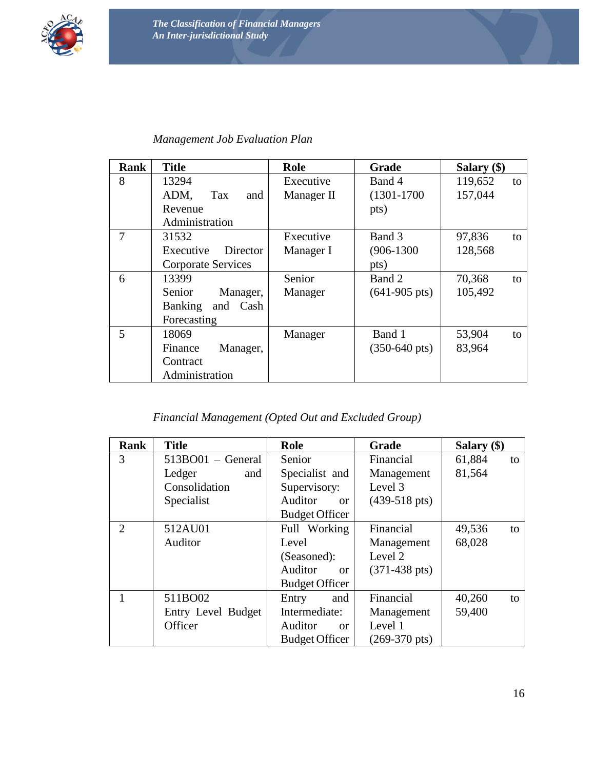*Management Job Evaluation Plan*

| Rank | Title | Role | Grade | Salary ($) |
|---|---|---|---|---|
| 8 | 13294 ADM, Tax and Revenue Administration | Executive Manager II | Band 4 (1301-1700 pts) | 119,652 to 157,044 |
| 7 | 31532 Executive Director Corporate Services | Executive Manager I | Band 3 (906-1300 pts) | 97,836 to 128,568 |
| 6 | 13399 Senior Manager, Banking and Cash Forecasting | Senior Manager | Band 2 (641-905 pts) | 70,368 to 105,492 |
| 5 | 18069 Finance Manager, Contract Administration | Manager | Band 1 (350-640 pts) | 53,904 to 83,964 |

*Financial Management (Opted Out and Excluded Group)*

| Rank | Title | Role | Grade | Salary ($) |
|---|---|---|---|---|
| 3 | 513BO01 – General Ledger and Consolidation Specialist | Senior Specialist and Supervisory: Auditor or Budget Officer | Financial Management Level 3 (439-518 pts) | 61,884 to 81,564 |
| 2 | 512AU01 Auditor | Full Working Level (Seasoned): Auditor or Budget Officer | Financial Management Level 2 (371-438 pts) | 49,536 to 68,028 |
| 1 | 511BO02 Entry Level Budget Officer | Entry and Intermediate: Auditor or Budget Officer | Financial Management Level 1 (269-370 pts) | 40,260 to 59,400 |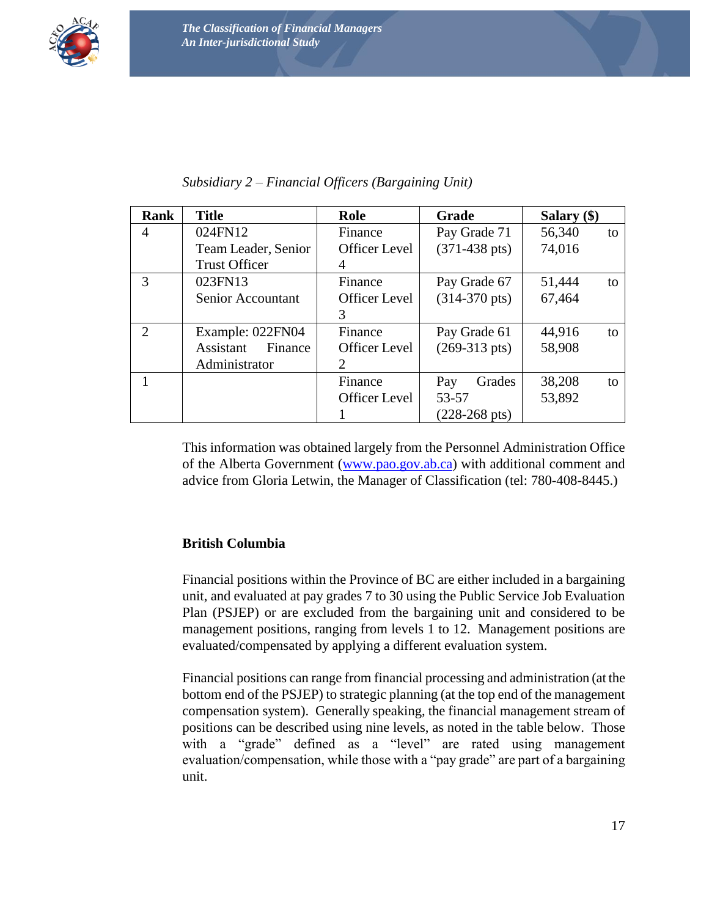*Subsidiary 2 – Financial Officers (Bargaining Unit)*

| Rank | Title | Role | Grade | Salary ($) |
|---|---|---|---|---|
| 4 | 024FN12 Team Leader, Senior Trust Officer | Finance Officer Level 4 | Pay Grade 71 (371-438 pts) | 56,340 to 74,016 |
| 3 | 023FN13 Senior Accountant | Finance Officer Level 3 | Pay Grade 67 (314-370 pts) | 51,444 to 67,464 |
| 2 | Example: 022FN04 Assistant Finance Administrator | Finance Officer Level 2 | Pay Grade 61 (269-313 pts) | 44,916 to 58,908 |
| 1 | | Finance Officer Level 1 | Pay Grades 53-57 (228-268 pts) | 38,208 to 53,892 |

This information was obtained largely from the Personnel Administration Office of the Alberta Government (www.pao.gov.ab.ca) with additional comment and advice from Gloria Letwin, the Manager of Classification (tel: 780-408-8445.)

### British Columbia

Financial positions within the Province of BC are either included in a bargaining unit, and evaluated at pay grades 7 to 30 using the Public Service Job Evaluation Plan (PSJEP) or are excluded from the bargaining unit and considered to be management positions, ranging from levels 1 to 12. Management positions are evaluated/compensated by applying a different evaluation system.

Financial positions can range from financial processing and administration (at the bottom end of the PSJEP) to strategic planning (at the top end of the management compensation system). Generally speaking, the financial management stream of positions can be described using nine levels, as noted in the table below. Those with a "grade" defined as a "level" are rated using management evaluation/compensation, while those with a "pay grade" are part of a bargaining unit.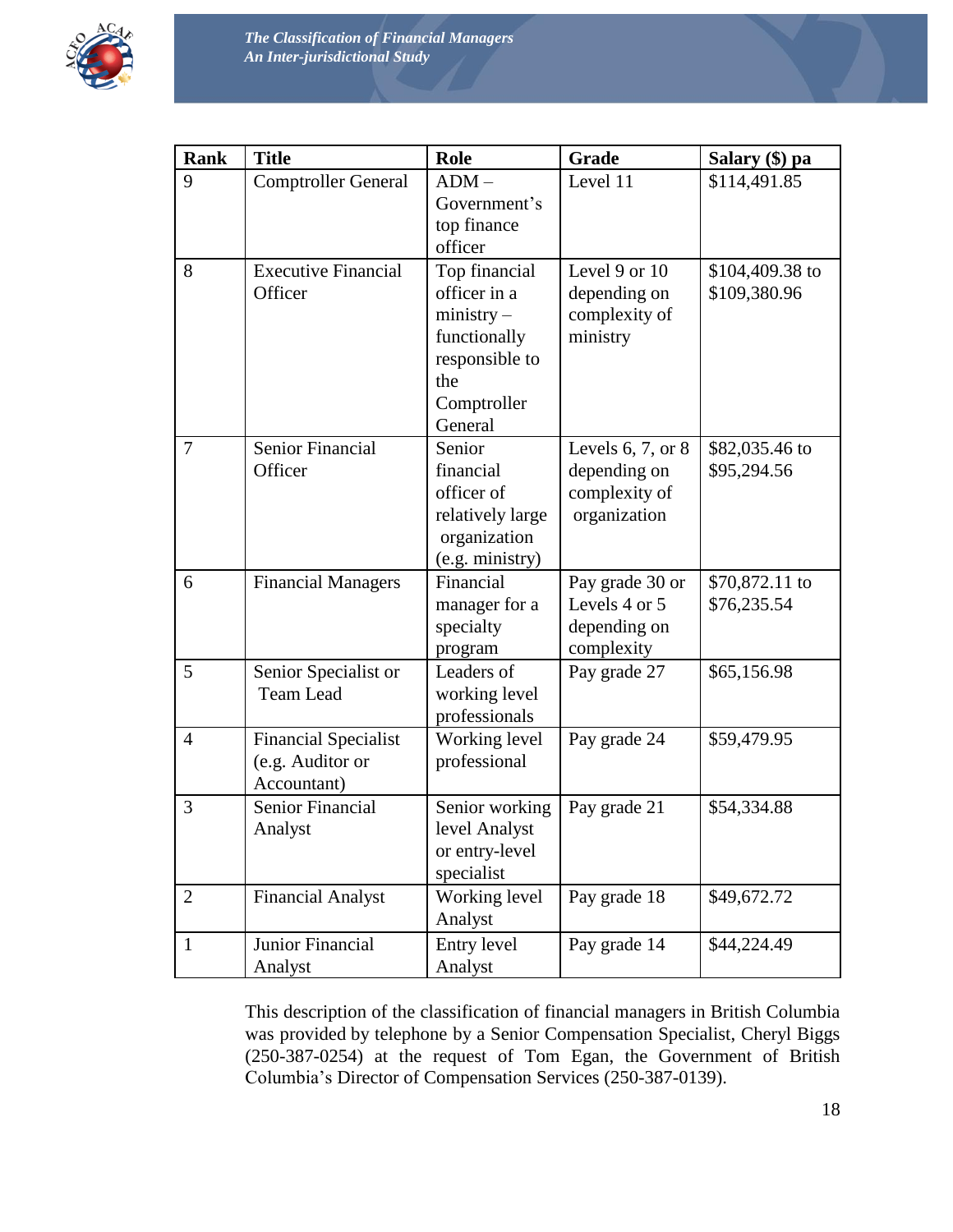| Rank | Title | Role | Grade | Salary ($) pa |
| --- | --- | --- | --- | --- |
| 9 | Comptroller General | ADM – Government's top finance officer | Level 11 | $114,491.85 |
| 8 | Executive Financial Officer | Top financial officer in a ministry – functionally responsible to the Comptroller General | Level 9 or 10 depending on complexity of ministry | $104,409.38 to $109,380.96 |
| 7 | Senior Financial Officer | Senior financial officer of relatively large organization (e.g. ministry) | Levels 6, 7, or 8 depending on complexity of organization | $82,035.46 to $95,294.56 |
| 6 | Financial Managers | Financial manager for a specialty program | Pay grade 30 or Levels 4 or 5 depending on complexity | $70,872.11 to $76,235.54 |
| 5 | Senior Specialist or Team Lead | Leaders of working level professionals | Pay grade 27 | $65,156.98 |
| 4 | Financial Specialist (e.g. Auditor or Accountant) | Working level professional | Pay grade 24 | $59,479.95 |
| 3 | Senior Financial Analyst | Senior working level Analyst or entry-level specialist | Pay grade 21 | $54,334.88 |
| 2 | Financial Analyst | Working level Analyst | Pay grade 18 | $49,672.72 |
| 1 | Junior Financial Analyst | Entry level Analyst | Pay grade 14 | $44,224.49 |

This description of the classification of financial managers in British Columbia was provided by telephone by a Senior Compensation Specialist, Cheryl Biggs (250-387-0254) at the request of Tom Egan, the Government of British Columbia's Director of Compensation Services (250-387-0139).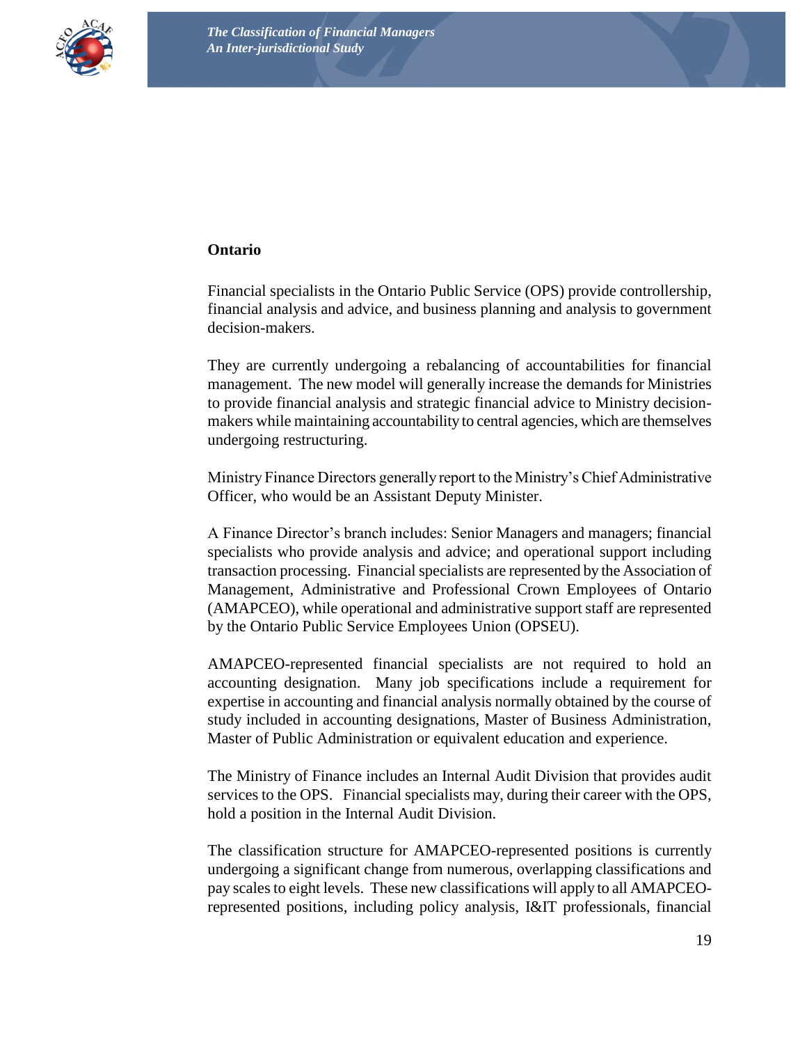## Ontario

Financial specialists in the Ontario Public Service (OPS) provide controllership, financial analysis and advice, and business planning and analysis to government decision-makers.

They are currently undergoing a rebalancing of accountabilities for financial management. The new model will generally increase the demands for Ministries to provide financial analysis and strategic financial advice to Ministry decision-makers while maintaining accountability to central agencies, which are themselves undergoing restructuring.

Ministry Finance Directors generally report to the Ministry's Chief Administrative Officer, who would be an Assistant Deputy Minister.

A Finance Director's branch includes: Senior Managers and managers; financial specialists who provide analysis and advice; and operational support including transaction processing. Financial specialists are represented by the Association of Management, Administrative and Professional Crown Employees of Ontario (AMAPCEO), while operational and administrative support staff are represented by the Ontario Public Service Employees Union (OPSEU).

AMAPCEO-represented financial specialists are not required to hold an accounting designation. Many job specifications include a requirement for expertise in accounting and financial analysis normally obtained by the course of study included in accounting designations, Master of Business Administration, Master of Public Administration or equivalent education and experience.

The Ministry of Finance includes an Internal Audit Division that provides audit services to the OPS. Financial specialists may, during their career with the OPS, hold a position in the Internal Audit Division.

The classification structure for AMAPCEO-represented positions is currently undergoing a significant change from numerous, overlapping classifications and pay scales to eight levels. These new classifications will apply to all AMAPCEO-represented positions, including policy analysis, I&IT professionals, financial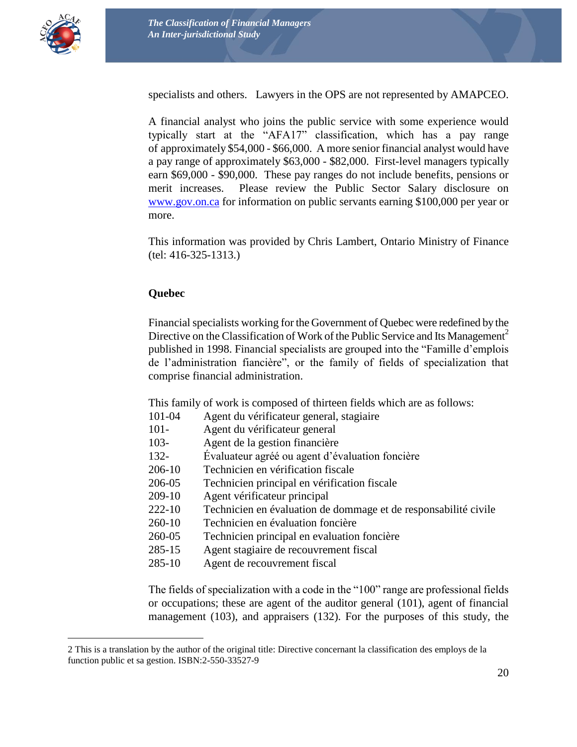specialists and others. Lawyers in the OPS are not represented by AMAPCEO.

A financial analyst who joins the public service with some experience would typically start at the "AFA17" classification, which has a pay range of approximately $54,000 - $66,000. A more senior financial analyst would have a pay range of approximately $63,000 - $82,000. First-level managers typically earn $69,000 - $90,000. These pay ranges do not include benefits, pensions or merit increases. Please review the Public Sector Salary disclosure on www.gov.on.ca for information on public servants earning $100,000 per year or more.

This information was provided by Chris Lambert, Ontario Ministry of Finance (tel: 416-325-1313.)

### Quebec

Financial specialists working for the Government of Quebec were redefined by the Directive on the Classification of Work of the Public Service and Its Management[2] published in 1998. Financial specialists are grouped into the "Famille d'emplois de l'administration fiancière", or the family of fields of specialization that comprise financial administration.

This family of work is composed of thirteen fields which are as follows:

| | |
|---|---|
| 101-04 | Agent du vérificateur general, stagiaire |
| 101- | Agent du vérificateur general |
| 103- | Agent de la gestion financière |
| 132- | Évaluateur agréé ou agent d'évaluation foncière |
| 206-10 | Technicien en vérification fiscale |
| 206-05 | Technicien principal en vérification fiscale |
| 209-10 | Agent vérificateur principal |
| 222-10 | Technicien en évaluation de dommage et de responsabilité civile |
| 260-10 | Technicien en évaluation foncière |
| 260-05 | Technicien principal en evaluation foncière |
| 285-15 | Agent stagiaire de recouvrement fiscal |
| 285-10 | Agent de recouvrement fiscal |

The fields of specialization with a code in the "100" range are professional fields or occupations; these are agent of the auditor general (101), agent of financial management (103), and appraisers (132). For the purposes of this study, the

---

2 This is a translation by the author of the original title: Directive concernant la classification des employs de la function public et sa gestion. ISBN:2-550-33527-9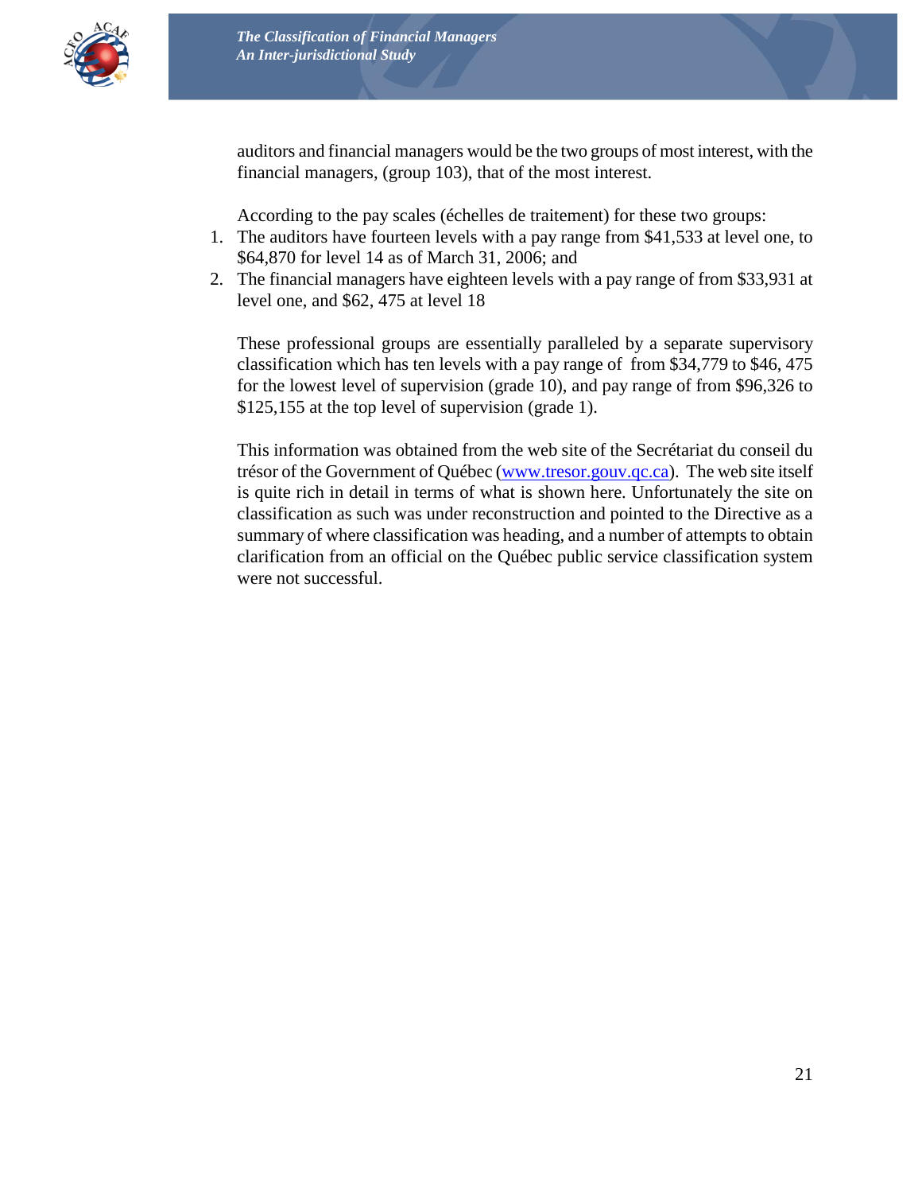auditors and financial managers would be the two groups of most interest, with the financial managers, (group 103), that of the most interest.

According to the pay scales (échelles de traitement) for these two groups:

1. The auditors have fourteen levels with a pay range from $41,533 at level one, to $64,870 for level 14 as of March 31, 2006; and
2. The financial managers have eighteen levels with a pay range of from $33,931 at level one, and $62, 475 at level 18

These professional groups are essentially paralleled by a separate supervisory classification which has ten levels with a pay range of from $34,779 to $46, 475 for the lowest level of supervision (grade 10), and pay range of from $96,326 to $125,155 at the top level of supervision (grade 1).

This information was obtained from the web site of the Secrétariat du conseil du trésor of the Government of Québec (www.tresor.gouv.qc.ca). The web site itself is quite rich in detail in terms of what is shown here. Unfortunately the site on classification as such was under reconstruction and pointed to the Directive as a summary of where classification was heading, and a number of attempts to obtain clarification from an official on the Québec public service classification system were not successful.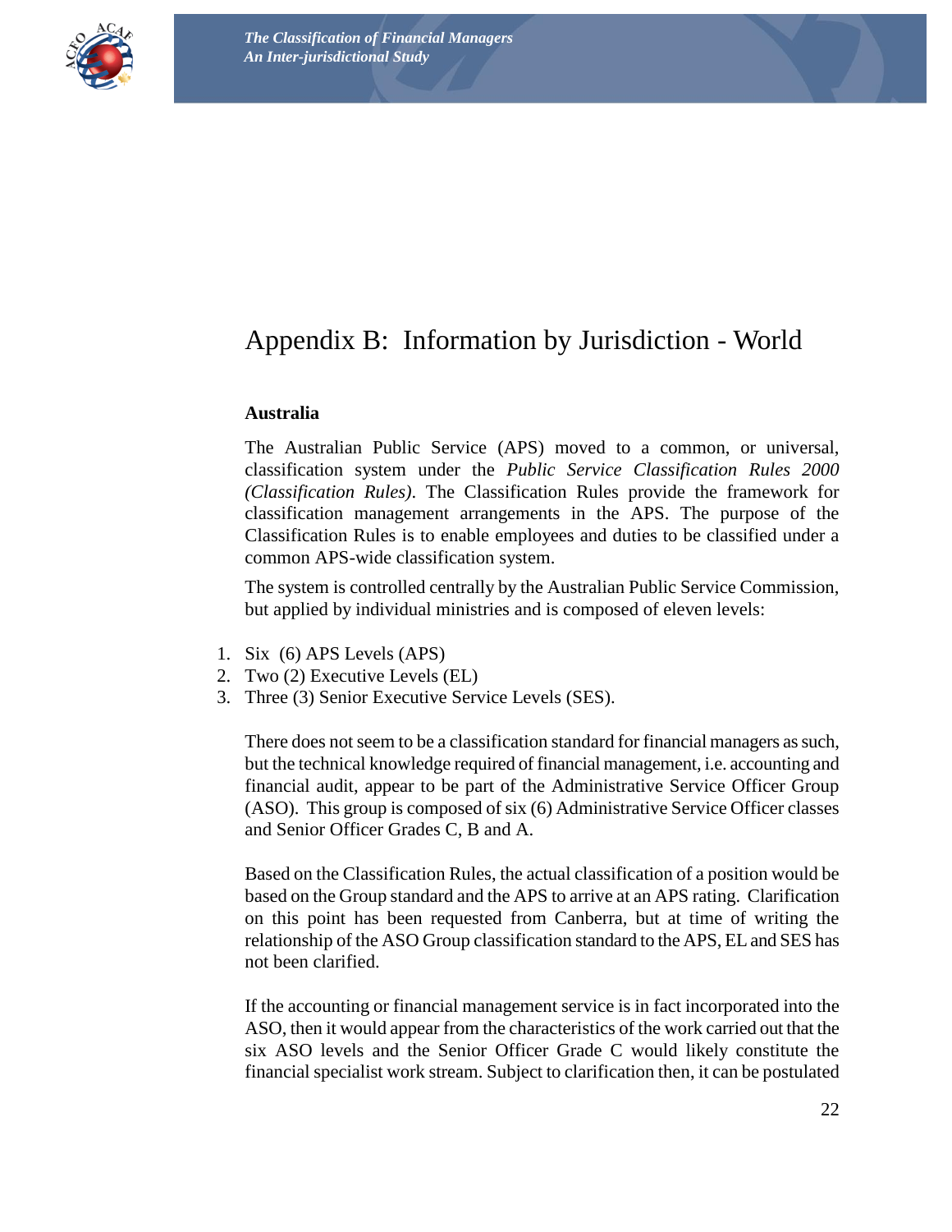# Appendix B: Information by Jurisdiction - World

### Australia

The Australian Public Service (APS) moved to a common, or universal, classification system under the *Public Service Classification Rules 2000 (Classification Rules)*. The Classification Rules provide the framework for classification management arrangements in the APS. The purpose of the Classification Rules is to enable employees and duties to be classified under a common APS-wide classification system.

The system is controlled centrally by the Australian Public Service Commission, but applied by individual ministries and is composed of eleven levels:

1. Six (6) APS Levels (APS)
2. Two (2) Executive Levels (EL)
3. Three (3) Senior Executive Service Levels (SES).

There does not seem to be a classification standard for financial managers as such, but the technical knowledge required of financial management, i.e. accounting and financial audit, appear to be part of the Administrative Service Officer Group (ASO). This group is composed of six (6) Administrative Service Officer classes and Senior Officer Grades C, B and A.

Based on the Classification Rules, the actual classification of a position would be based on the Group standard and the APS to arrive at an APS rating. Clarification on this point has been requested from Canberra, but at time of writing the relationship of the ASO Group classification standard to the APS, EL and SES has not been clarified.

If the accounting or financial management service is in fact incorporated into the ASO, then it would appear from the characteristics of the work carried out that the six ASO levels and the Senior Officer Grade C would likely constitute the financial specialist work stream. Subject to clarification then, it can be postulated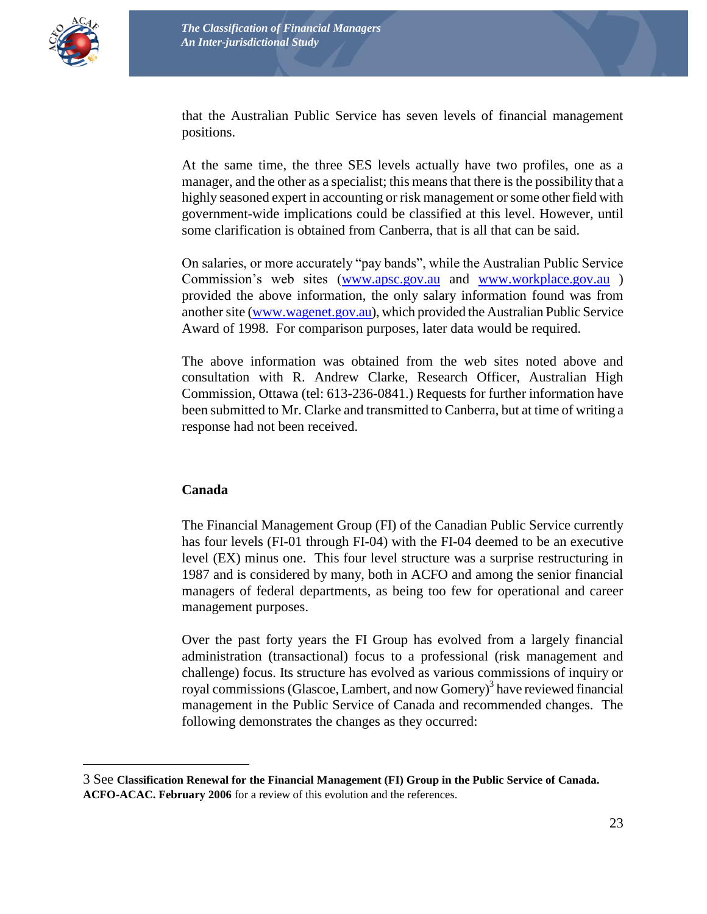that the Australian Public Service has seven levels of financial management positions.

At the same time, the three SES levels actually have two profiles, one as a manager, and the other as a specialist; this means that there is the possibility that a highly seasoned expert in accounting or risk management or some other field with government-wide implications could be classified at this level. However, until some clarification is obtained from Canberra, that is all that can be said.

On salaries, or more accurately "pay bands", while the Australian Public Service Commission's web sites (www.apsc.gov.au and www.workplace.gov.au ) provided the above information, the only salary information found was from another site (www.wagenet.gov.au), which provided the Australian Public Service Award of 1998. For comparison purposes, later data would be required.

The above information was obtained from the web sites noted above and consultation with R. Andrew Clarke, Research Officer, Australian High Commission, Ottawa (tel: 613-236-0841.) Requests for further information have been submitted to Mr. Clarke and transmitted to Canberra, but at time of writing a response had not been received.

## Canada

The Financial Management Group (FI) of the Canadian Public Service currently has four levels (FI-01 through FI-04) with the FI-04 deemed to be an executive level (EX) minus one. This four level structure was a surprise restructuring in 1987 and is considered by many, both in ACFO and among the senior financial managers of federal departments, as being too few for operational and career management purposes.

Over the past forty years the FI Group has evolved from a largely financial administration (transactional) focus to a professional (risk management and challenge) focus. Its structure has evolved as various commissions of inquiry or royal commissions (Glascoe, Lambert, and now Gomery)[3] have reviewed financial management in the Public Service of Canada and recommended changes. The following demonstrates the changes as they occurred:

---

3 See **Classification Renewal for the Financial Management (FI) Group in the Public Service of Canada. ACFO-ACAC. February 2006** for a review of this evolution and the references.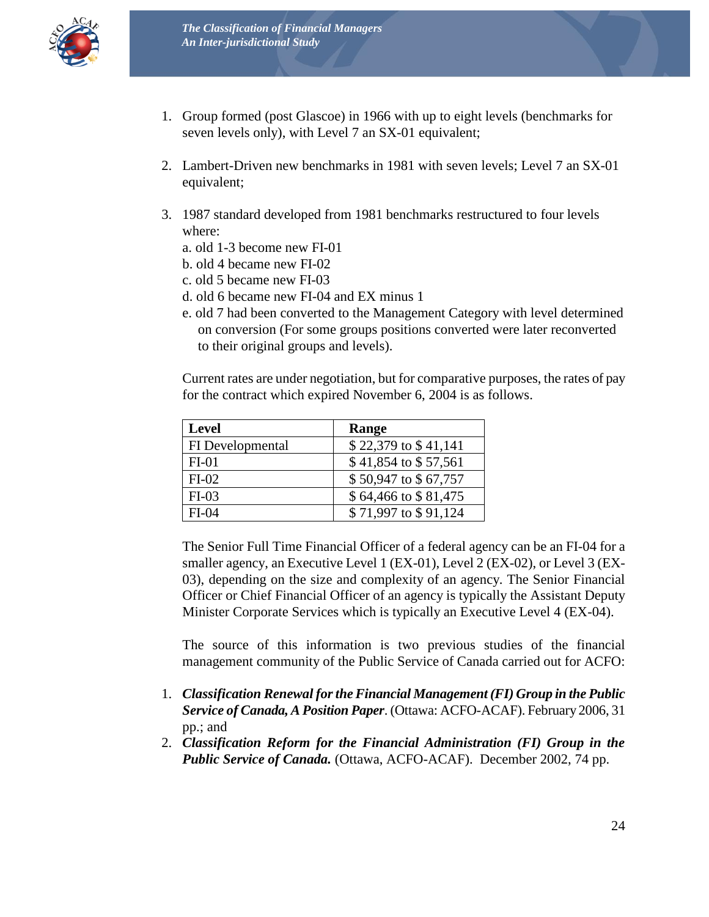1. Group formed (post Glascoe) in 1966 with up to eight levels (benchmarks for seven levels only), with Level 7 an SX-01 equivalent;

2. Lambert-Driven new benchmarks in 1981 with seven levels; Level 7 an SX-01 equivalent;

3. 1987 standard developed from 1981 benchmarks restructured to four levels where:
   a. old 1-3 become new FI-01
   b. old 4 became new FI-02
   c. old 5 became new FI-03
   d. old 6 became new FI-04 and EX minus 1
   e. old 7 had been converted to the Management Category with level determined on conversion (For some groups positions converted were later reconverted to their original groups and levels).

Current rates are under negotiation, but for comparative purposes, the rates of pay for the contract which expired November 6, 2004 is as follows.

| Level | Range |
|---|---|
| FI Developmental | $ 22,379 to $ 41,141 |
| FI-01 | $ 41,854 to $ 57,561 |
| FI-02 | $ 50,947 to $ 67,757 |
| FI-03 | $ 64,466 to $ 81,475 |
| FI-04 | $ 71,997 to $ 91,124 |

The Senior Full Time Financial Officer of a federal agency can be an FI-04 for a smaller agency, an Executive Level 1 (EX-01), Level 2 (EX-02), or Level 3 (EX-03), depending on the size and complexity of an agency. The Senior Financial Officer or Chief Financial Officer of an agency is typically the Assistant Deputy Minister Corporate Services which is typically an Executive Level 4 (EX-04).

The source of this information is two previous studies of the financial management community of the Public Service of Canada carried out for ACFO:

1. ***Classification Renewal for the Financial Management (FI) Group in the Public Service of Canada, A Position Paper***. (Ottawa: ACFO-ACAF). February 2006, 31 pp.; and
2. ***Classification Reform for the Financial Administration (FI) Group in the Public Service of Canada.*** (Ottawa, ACFO-ACAF). December 2002, 74 pp.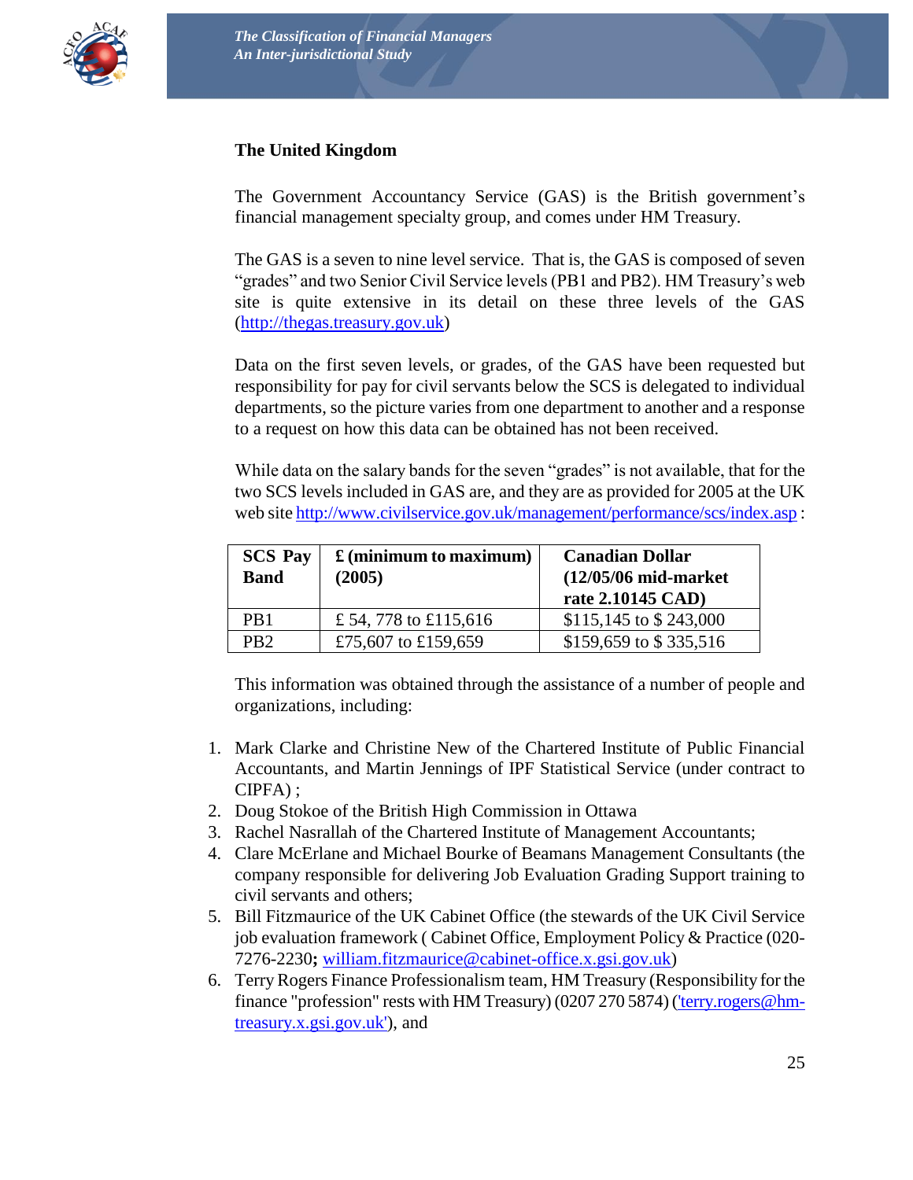## The United Kingdom

The Government Accountancy Service (GAS) is the British government's financial management specialty group, and comes under HM Treasury.

The GAS is a seven to nine level service. That is, the GAS is composed of seven "grades" and two Senior Civil Service levels (PB1 and PB2). HM Treasury's web site is quite extensive in its detail on these three levels of the GAS (http://thegas.treasury.gov.uk)

Data on the first seven levels, or grades, of the GAS have been requested but responsibility for pay for civil servants below the SCS is delegated to individual departments, so the picture varies from one department to another and a response to a request on how this data can be obtained has not been received.

While data on the salary bands for the seven "grades" is not available, that for the two SCS levels included in GAS are, and they are as provided for 2005 at the UK web site http://www.civilservice.gov.uk/management/performance/scs/index.asp :

| SCS Pay Band | £ (minimum to maximum) (2005) | Canadian Dollar (12/05/06 mid-market rate 2.10145 CAD) |
|---|---|---|
| PB1 | £ 54, 778 to £115,616 | $115,145 to $ 243,000 |
| PB2 | £75,607 to £159,659 | $159,659 to $ 335,516 |

This information was obtained through the assistance of a number of people and organizations, including:

1. Mark Clarke and Christine New of the Chartered Institute of Public Financial Accountants, and Martin Jennings of IPF Statistical Service (under contract to CIPFA) ;
2. Doug Stokoe of the British High Commission in Ottawa
3. Rachel Nasrallah of the Chartered Institute of Management Accountants;
4. Clare McErlane and Michael Bourke of Beamans Management Consultants (the company responsible for delivering Job Evaluation Grading Support training to civil servants and others;
5. Bill Fitzmaurice of the UK Cabinet Office (the stewards of the UK Civil Service job evaluation framework ( Cabinet Office, Employment Policy & Practice (020-7276-2230**;** william.fitzmaurice@cabinet-office.x.gsi.gov.uk)
6. Terry Rogers Finance Professionalism team, HM Treasury (Responsibility for the finance "profession" rests with HM Treasury) (0207 270 5874) ('terry.rogers@hm-treasury.x.gsi.gov.uk'), and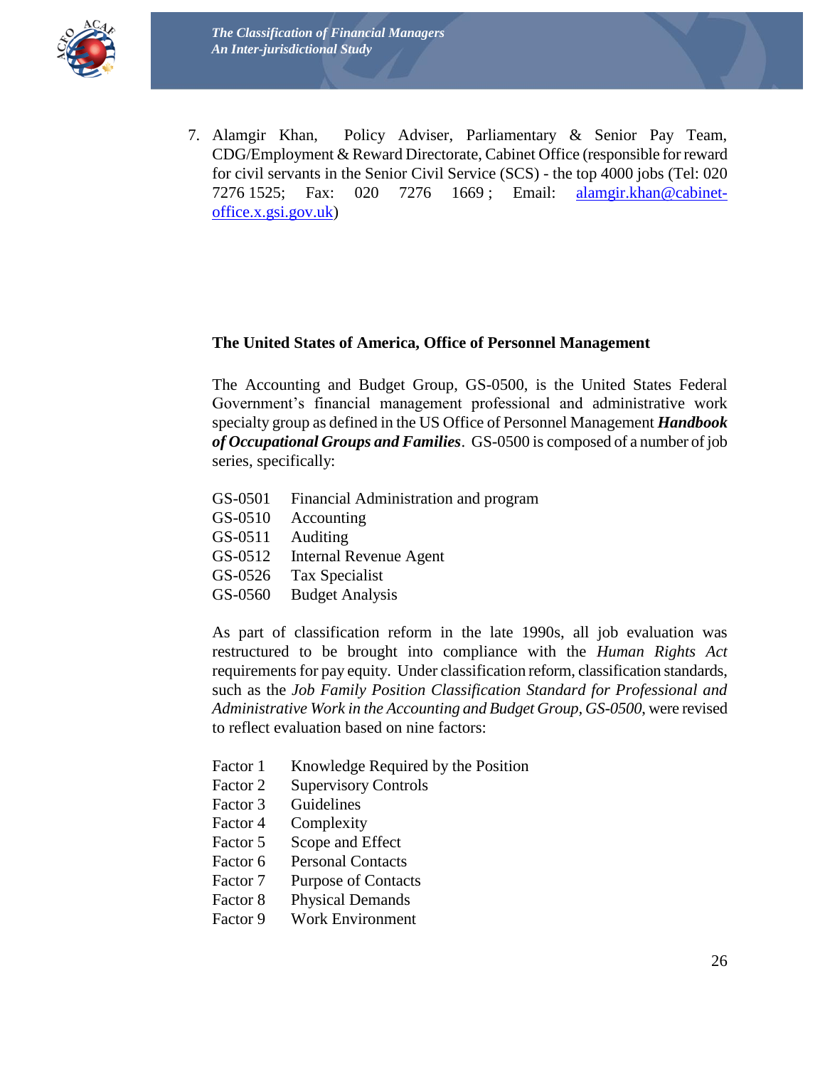7. Alamgir Khan, Policy Adviser, Parliamentary & Senior Pay Team, CDG/Employment & Reward Directorate, Cabinet Office (responsible for reward for civil servants in the Senior Civil Service (SCS) - the top 4000 jobs (Tel: 020 7276 1525; Fax: 020 7276 1669 ; Email: alamgir.khan@cabinet-office.x.gsi.gov.uk)

**The United States of America, Office of Personnel Management**

The Accounting and Budget Group, GS-0500, is the United States Federal Government's financial management professional and administrative work specialty group as defined in the US Office of Personnel Management ***Handbook of Occupational Groups and Families***. GS-0500 is composed of a number of job series, specifically:

GS-0501 Financial Administration and program
GS-0510 Accounting
GS-0511 Auditing
GS-0512 Internal Revenue Agent
GS-0526 Tax Specialist
GS-0560 Budget Analysis

As part of classification reform in the late 1990s, all job evaluation was restructured to be brought into compliance with the *Human Rights Act* requirements for pay equity. Under classification reform, classification standards, such as the *Job Family Position Classification Standard for Professional and Administrative Work in the Accounting and Budget Group, GS-0500*, were revised to reflect evaluation based on nine factors:

Factor 1 Knowledge Required by the Position
Factor 2 Supervisory Controls
Factor 3 Guidelines
Factor 4 Complexity
Factor 5 Scope and Effect
Factor 6 Personal Contacts
Factor 7 Purpose of Contacts
Factor 8 Physical Demands
Factor 9 Work Environment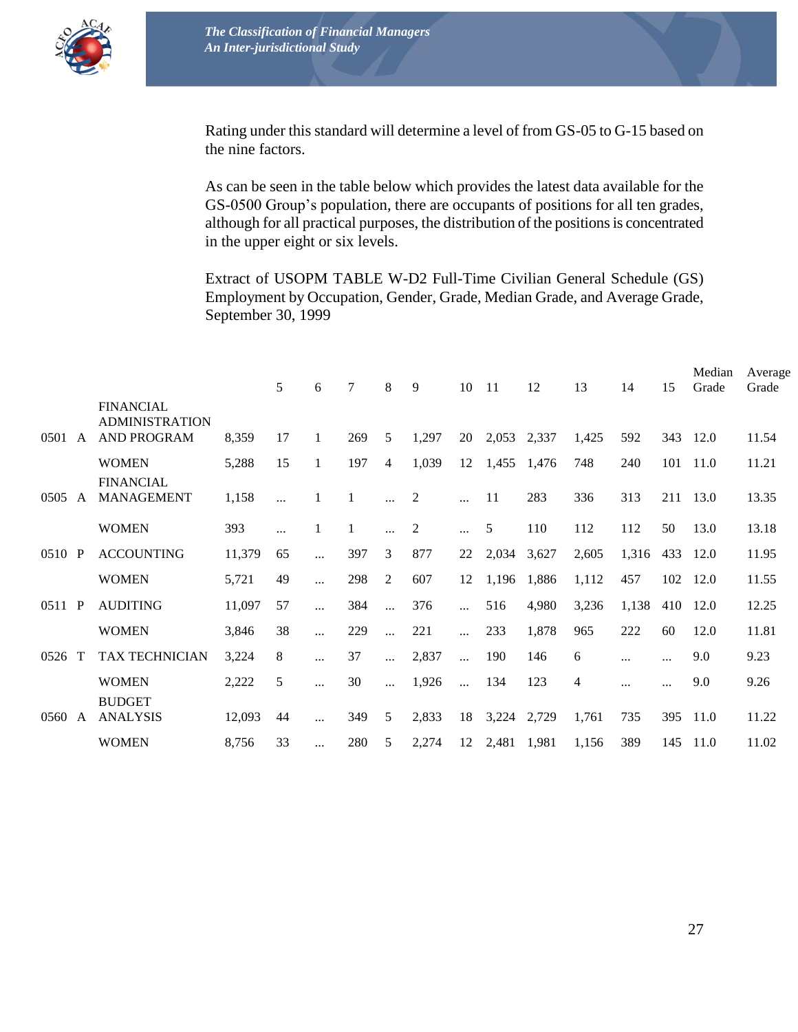Rating under this standard will determine a level of from GS-05 to G-15 based on the nine factors.

As can be seen in the table below which provides the latest data available for the GS-0500 Group's population, there are occupants of positions for all ten grades, although for all practical purposes, the distribution of the positions is concentrated in the upper eight or six levels.

Extract of USOPM TABLE W-D2 Full-Time Civilian General Schedule (GS) Employment by Occupation, Gender, Grade, Median Grade, and Average Grade, September 30, 1999

| | | | | 5 | 6 | 7 | 8 | 9 | 10 | 11 | 12 | 13 | 14 | 15 | Median Grade | Average Grade |
|---|---|---|---|---|---|---|---|---|---|---|---|---|---|---|---|---|
| 0501 | A | FINANCIAL ADMINISTRATION AND PROGRAM | 8,359 | 17 | 1 | 269 | 5 | 1,297 | 20 | 2,053 | 2,337 | 1,425 | 592 | 343 | 12.0 | 11.54 |
| | | WOMEN | 5,288 | 15 | 1 | 197 | 4 | 1,039 | 12 | 1,455 | 1,476 | 748 | 240 | 101 | 11.0 | 11.21 |
| 0505 | A | FINANCIAL MANAGEMENT | 1,158 | ... | 1 | 1 | ... | 2 | ... | 11 | 283 | 336 | 313 | 211 | 13.0 | 13.35 |
| | | WOMEN | 393 | ... | 1 | 1 | ... | 2 | ... | 5 | 110 | 112 | 112 | 50 | 13.0 | 13.18 |
| 0510 | P | ACCOUNTING | 11,379 | 65 | ... | 397 | 3 | 877 | 22 | 2,034 | 3,627 | 2,605 | 1,316 | 433 | 12.0 | 11.95 |
| | | WOMEN | 5,721 | 49 | ... | 298 | 2 | 607 | 12 | 1,196 | 1,886 | 1,112 | 457 | 102 | 12.0 | 11.55 |
| 0511 | P | AUDITING | 11,097 | 57 | ... | 384 | ... | 376 | ... | 516 | 4,980 | 3,236 | 1,138 | 410 | 12.0 | 12.25 |
| | | WOMEN | 3,846 | 38 | ... | 229 | ... | 221 | ... | 233 | 1,878 | 965 | 222 | 60 | 12.0 | 11.81 |
| 0526 | T | TAX TECHNICIAN | 3,224 | 8 | ... | 37 | ... | 2,837 | ... | 190 | 146 | 6 | ... | ... | 9.0 | 9.23 |
| | | WOMEN | 2,222 | 5 | ... | 30 | ... | 1,926 | ... | 134 | 123 | 4 | ... | ... | 9.0 | 9.26 |
| 0560 | A | BUDGET ANALYSIS | 12,093 | 44 | ... | 349 | 5 | 2,833 | 18 | 3,224 | 2,729 | 1,761 | 735 | 395 | 11.0 | 11.22 |
| | | WOMEN | 8,756 | 33 | ... | 280 | 5 | 2,274 | 12 | 2,481 | 1,981 | 1,156 | 389 | 145 | 11.0 | 11.02 |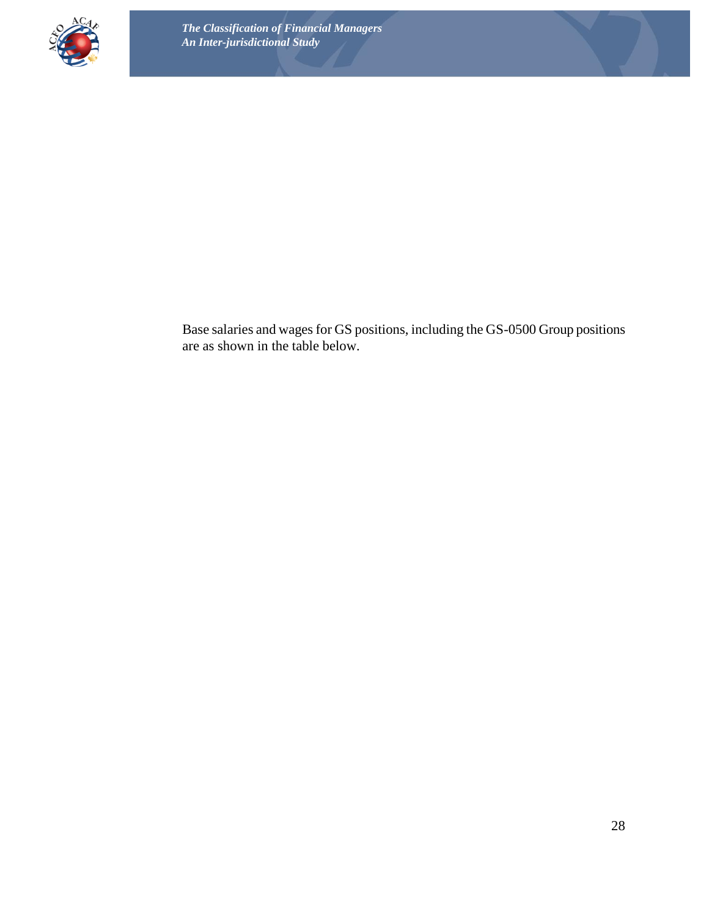Base salaries and wages for GS positions, including the GS-0500 Group positions are as shown in the table below.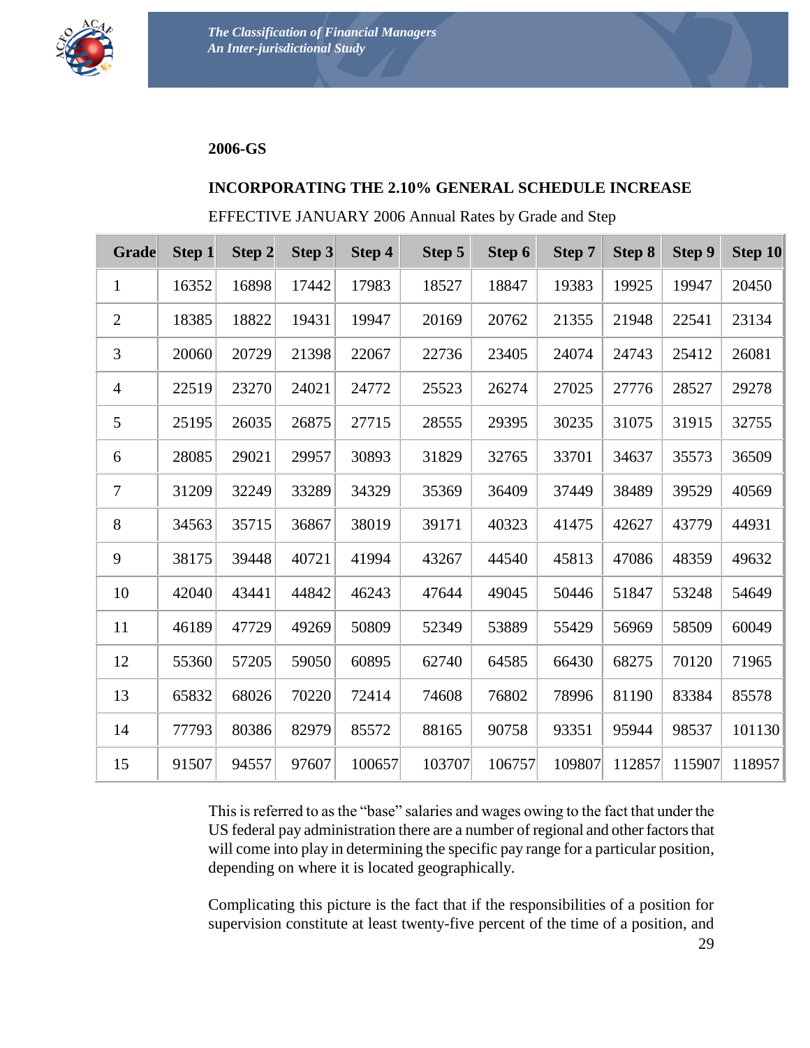**2006-GS**

**INCORPORATING THE 2.10% GENERAL SCHEDULE INCREASE**

EFFECTIVE JANUARY 2006 Annual Rates by Grade and Step

| Grade | Step 1 | Step 2 | Step 3 | Step 4 | Step 5 | Step 6 | Step 7 | Step 8 | Step 9 | Step 10 |
|---|---|---|---|---|---|---|---|---|---|---|
| 1 | 16352 | 16898 | 17442 | 17983 | 18527 | 18847 | 19383 | 19925 | 19947 | 20450 |
| 2 | 18385 | 18822 | 19431 | 19947 | 20169 | 20762 | 21355 | 21948 | 22541 | 23134 |
| 3 | 20060 | 20729 | 21398 | 22067 | 22736 | 23405 | 24074 | 24743 | 25412 | 26081 |
| 4 | 22519 | 23270 | 24021 | 24772 | 25523 | 26274 | 27025 | 27776 | 28527 | 29278 |
| 5 | 25195 | 26035 | 26875 | 27715 | 28555 | 29395 | 30235 | 31075 | 31915 | 32755 |
| 6 | 28085 | 29021 | 29957 | 30893 | 31829 | 32765 | 33701 | 34637 | 35573 | 36509 |
| 7 | 31209 | 32249 | 33289 | 34329 | 35369 | 36409 | 37449 | 38489 | 39529 | 40569 |
| 8 | 34563 | 35715 | 36867 | 38019 | 39171 | 40323 | 41475 | 42627 | 43779 | 44931 |
| 9 | 38175 | 39448 | 40721 | 41994 | 43267 | 44540 | 45813 | 47086 | 48359 | 49632 |
| 10 | 42040 | 43441 | 44842 | 46243 | 47644 | 49045 | 50446 | 51847 | 53248 | 54649 |
| 11 | 46189 | 47729 | 49269 | 50809 | 52349 | 53889 | 55429 | 56969 | 58509 | 60049 |
| 12 | 55360 | 57205 | 59050 | 60895 | 62740 | 64585 | 66430 | 68275 | 70120 | 71965 |
| 13 | 65832 | 68026 | 70220 | 72414 | 74608 | 76802 | 78996 | 81190 | 83384 | 85578 |
| 14 | 77793 | 80386 | 82979 | 85572 | 88165 | 90758 | 93351 | 95944 | 98537 | 101130 |
| 15 | 91507 | 94557 | 97607 | 100657 | 103707 | 106757 | 109807 | 112857 | 115907 | 118957 |

This is referred to as the "base" salaries and wages owing to the fact that under the US federal pay administration there are a number of regional and other factors that will come into play in determining the specific pay range for a particular position, depending on where it is located geographically.

Complicating this picture is the fact that if the responsibilities of a position for supervision constitute at least twenty-five percent of the time of a position, and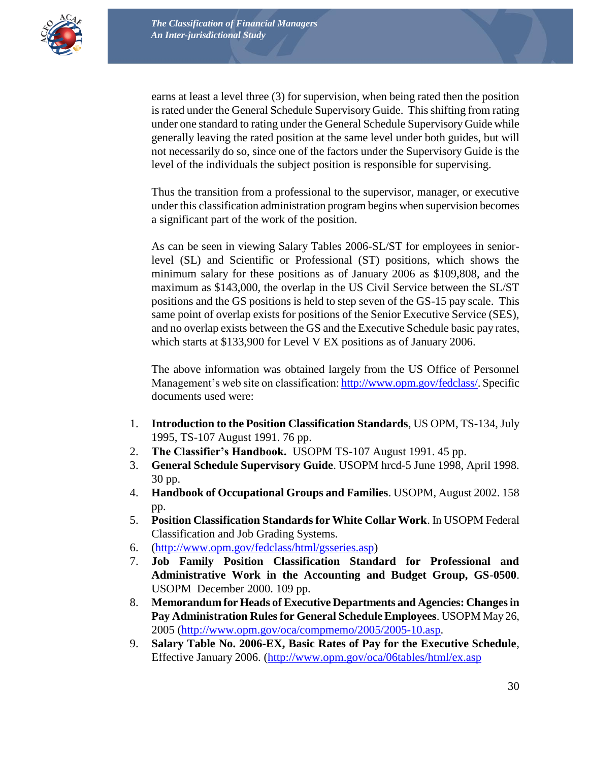earns at least a level three (3) for supervision, when being rated then the position is rated under the General Schedule Supervisory Guide. This shifting from rating under one standard to rating under the General Schedule Supervisory Guide while generally leaving the rated position at the same level under both guides, but will not necessarily do so, since one of the factors under the Supervisory Guide is the level of the individuals the subject position is responsible for supervising.

Thus the transition from a professional to the supervisor, manager, or executive under this classification administration program begins when supervision becomes a significant part of the work of the position.

As can be seen in viewing Salary Tables 2006-SL/ST for employees in senior-level (SL) and Scientific or Professional (ST) positions, which shows the minimum salary for these positions as of January 2006 as $109,808, and the maximum as $143,000, the overlap in the US Civil Service between the SL/ST positions and the GS positions is held to step seven of the GS-15 pay scale. This same point of overlap exists for positions of the Senior Executive Service (SES), and no overlap exists between the GS and the Executive Schedule basic pay rates, which starts at $133,900 for Level V EX positions as of January 2006.

The above information was obtained largely from the US Office of Personnel Management's web site on classification: http://www.opm.gov/fedclass/. Specific documents used were:

1. **Introduction to the Position Classification Standards**, US OPM, TS-134, July 1995, TS-107 August 1991. 76 pp.
2. **The Classifier's Handbook.** USOPM TS-107 August 1991. 45 pp.
3. **General Schedule Supervisory Guide**. USOPM hrcd-5 June 1998, April 1998. 30 pp.
4. **Handbook of Occupational Groups and Families**. USOPM, August 2002. 158 pp.
5. **Position Classification Standards for White Collar Work**. In USOPM Federal Classification and Job Grading Systems.
6. (http://www.opm.gov/fedclass/html/gsseries.asp)
7. **Job Family Position Classification Standard for Professional and Administrative Work in the Accounting and Budget Group, GS-0500**. USOPM December 2000. 109 pp.
8. **Memorandum for Heads of Executive Departments and Agencies: Changes in Pay Administration Rules for General Schedule Employees**. USOPM May 26, 2005 (http://www.opm.gov/oca/compmemo/2005/2005-10.asp.
9. **Salary Table No. 2006-EX, Basic Rates of Pay for the Executive Schedule**, Effective January 2006. (http://www.opm.gov/oca/06tables/html/ex.asp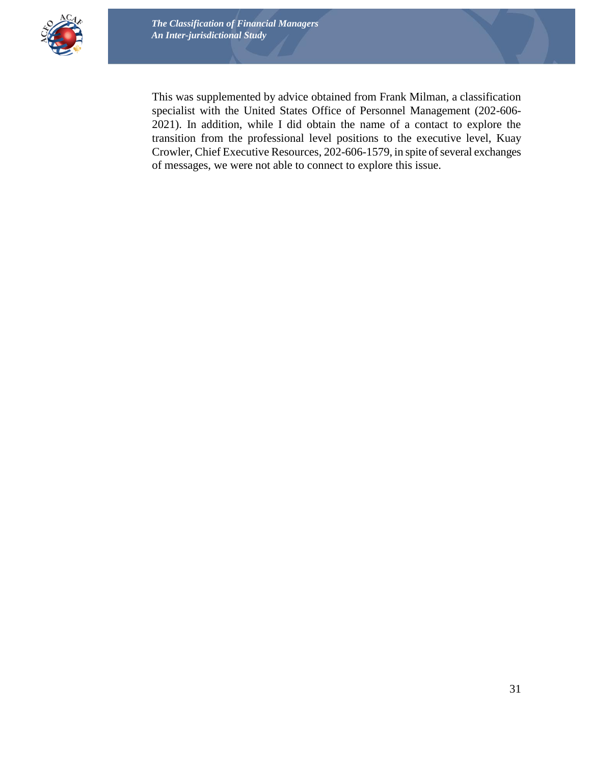This was supplemented by advice obtained from Frank Milman, a classification specialist with the United States Office of Personnel Management (202-606-2021). In addition, while I did obtain the name of a contact to explore the transition from the professional level positions to the executive level, Kuay Crowler, Chief Executive Resources, 202-606-1579, in spite of several exchanges of messages, we were not able to connect to explore this issue.